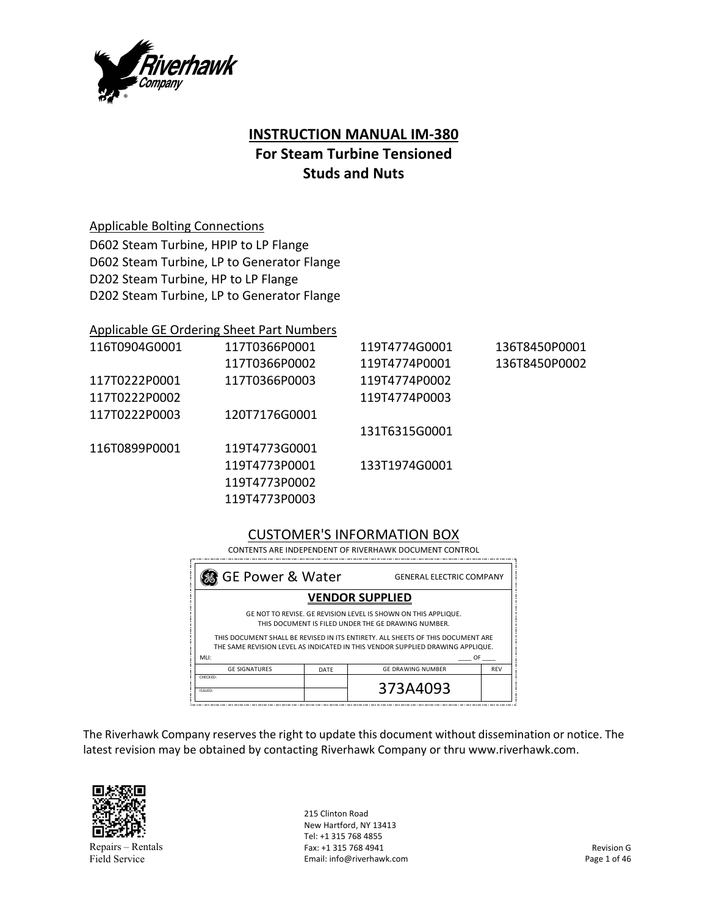# INSTRUCTION MANUAL IM-380

## For Steam Turbine Tensioned Studs and Nuts

Applicable Bolting Connections

D602 Steam Turbine, HPIP to LP Flange
D602 Steam Turbine, LP to Generator Flange
D202 Steam Turbine, HP to LP Flange
D202 Steam Turbine, LP to Generator Flange

Applicable GE Ordering Sheet Part Numbers

| | | | |
|---|---|---|---|
| 116T0904G0001 | 117T0366P0001 | 119T4774G0001 | 136T8450P0001 |
| | 117T0366P0002 | 119T4774P0001 | 136T8450P0002 |
| 117T0222P0001 | 117T0366P0003 | 119T4774P0002 | |
| 117T0222P0002 | | 119T4774P0003 | |
| 117T0222P0003 | 120T7176G0001 | | |
| | | 131T6315G0001 | |
| 116T0899P0001 | 119T4773G0001 | | |
| | 119T4773P0001 | 133T1974G0001 | |
| | 119T4773P0002 | | |
| | 119T4773P0003 | | |

CUSTOMER'S INFORMATION BOX

CONTENTS ARE INDEPENDENT OF RIVERHAWK DOCUMENT CONTROL

GE Power & Water — GENERAL ELECTRIC COMPANY

**VENDOR SUPPLIED**

GE NOT TO REVISE. GE REVISION LEVEL IS SHOWN ON THIS APPLIQUE.
THIS DOCUMENT IS FILED UNDER THE GE DRAWING NUMBER.

THIS DOCUMENT SHALL BE REVISED IN ITS ENTIRETY. ALL SHEETS OF THIS DOCUMENT ARE THE SAME REVISION LEVEL AS INDICATED IN THIS VENDOR SUPPLIED DRAWING APPLIQUE.

MLI: ____ OF ____

| GE SIGNATURES | DATE | GE DRAWING NUMBER | REV |
|---|---|---|---|
| CHECKED: | | 373A4093 | |
| ISSUED: | | | |

The Riverhawk Company reserves the right to update this document without dissemination or notice. The latest revision may be obtained by contacting Riverhawk Company or thru www.riverhawk.com.

Repairs – Rentals
Field Service

215 Clinton Road
New Hartford, NY 13413
Tel: +1 315 768 4855
Fax: +1 315 768 4941
Email: info@riverhawk.com

Revision G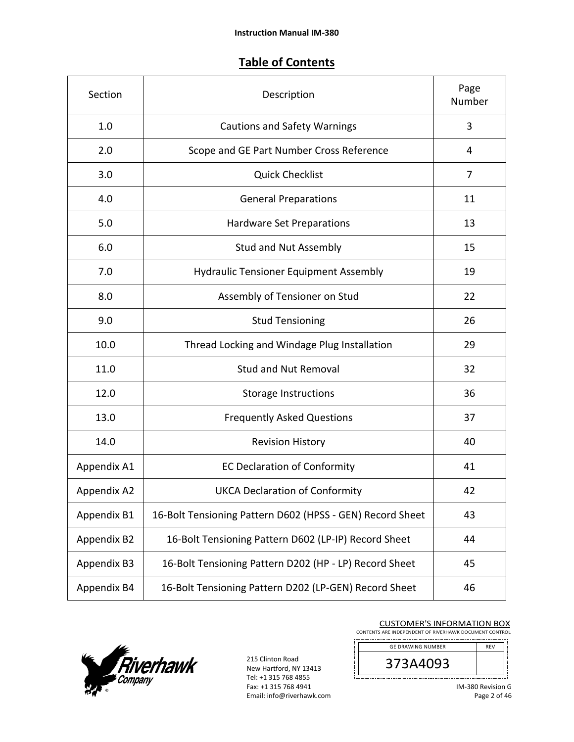## Table of Contents

| Section | Description | Page Number |
|---|---|---|
| 1.0 | Cautions and Safety Warnings | 3 |
| 2.0 | Scope and GE Part Number Cross Reference | 4 |
| 3.0 | Quick Checklist | 7 |
| 4.0 | General Preparations | 11 |
| 5.0 | Hardware Set Preparations | 13 |
| 6.0 | Stud and Nut Assembly | 15 |
| 7.0 | Hydraulic Tensioner Equipment Assembly | 19 |
| 8.0 | Assembly of Tensioner on Stud | 22 |
| 9.0 | Stud Tensioning | 26 |
| 10.0 | Thread Locking and Windage Plug Installation | 29 |
| 11.0 | Stud and Nut Removal | 32 |
| 12.0 | Storage Instructions | 36 |
| 13.0 | Frequently Asked Questions | 37 |
| 14.0 | Revision History | 40 |
| Appendix A1 | EC Declaration of Conformity | 41 |
| Appendix A2 | UKCA Declaration of Conformity | 42 |
| Appendix B1 | 16-Bolt Tensioning Pattern D602 (HPSS - GEN) Record Sheet | 43 |
| Appendix B2 | 16-Bolt Tensioning Pattern D602 (LP-IP) Record Sheet | 44 |
| Appendix B3 | 16-Bolt Tensioning Pattern D202 (HP - LP) Record Sheet | 45 |
| Appendix B4 | 16-Bolt Tensioning Pattern D202 (LP-GEN) Record Sheet | 46 |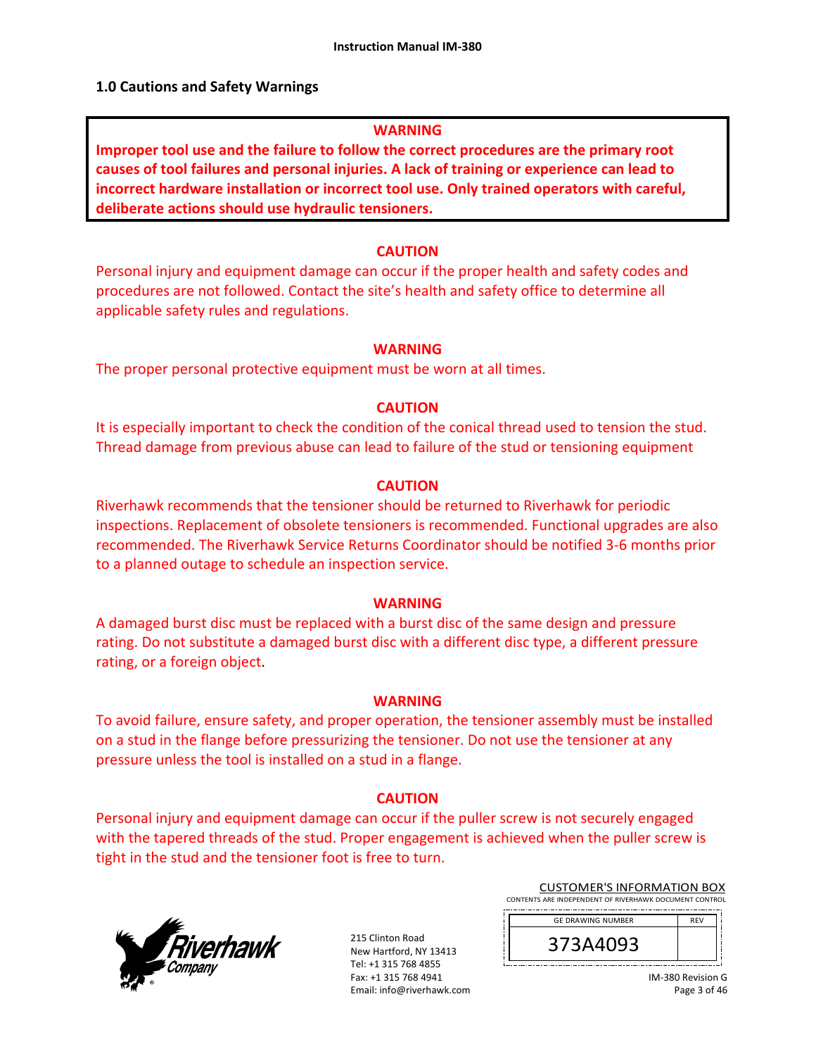## 1.0 Cautions and Safety Warnings

**WARNING**

**Improper tool use and the failure to follow the correct procedures are the primary root causes of tool failures and personal injuries. A lack of training or experience can lead to incorrect hardware installation or incorrect tool use. Only trained operators with careful, deliberate actions should use hydraulic tensioners.**

**CAUTION**

Personal injury and equipment damage can occur if the proper health and safety codes and procedures are not followed. Contact the site's health and safety office to determine all applicable safety rules and regulations.

**WARNING**

The proper personal protective equipment must be worn at all times.

**CAUTION**

It is especially important to check the condition of the conical thread used to tension the stud. Thread damage from previous abuse can lead to failure of the stud or tensioning equipment

**CAUTION**

Riverhawk recommends that the tensioner should be returned to Riverhawk for periodic inspections. Replacement of obsolete tensioners is recommended. Functional upgrades are also recommended. The Riverhawk Service Returns Coordinator should be notified 3-6 months prior to a planned outage to schedule an inspection service.

**WARNING**

A damaged burst disc must be replaced with a burst disc of the same design and pressure rating. Do not substitute a damaged burst disc with a different disc type, a different pressure rating, or a foreign object.

**WARNING**

To avoid failure, ensure safety, and proper operation, the tensioner assembly must be installed on a stud in the flange before pressurizing the tensioner. Do not use the tensioner at any pressure unless the tool is installed on a stud in a flange.

**CAUTION**

Personal injury and equipment damage can occur if the puller screw is not securely engaged with the tapered threads of the stud. Proper engagement is achieved when the puller screw is tight in the stud and the tensioner foot is free to turn.

215 Clinton Road
New Hartford, NY 13413
Tel: +1 315 768 4855
Fax: +1 315 768 4941
Email: info@riverhawk.com

CUSTOMER'S INFORMATION BOX
CONTENTS ARE INDEPENDENT OF RIVERHAWK DOCUMENT CONTROL

| GE DRAWING NUMBER | REV |
|---|---|
| 373A4093 | |

IM-380 Revision G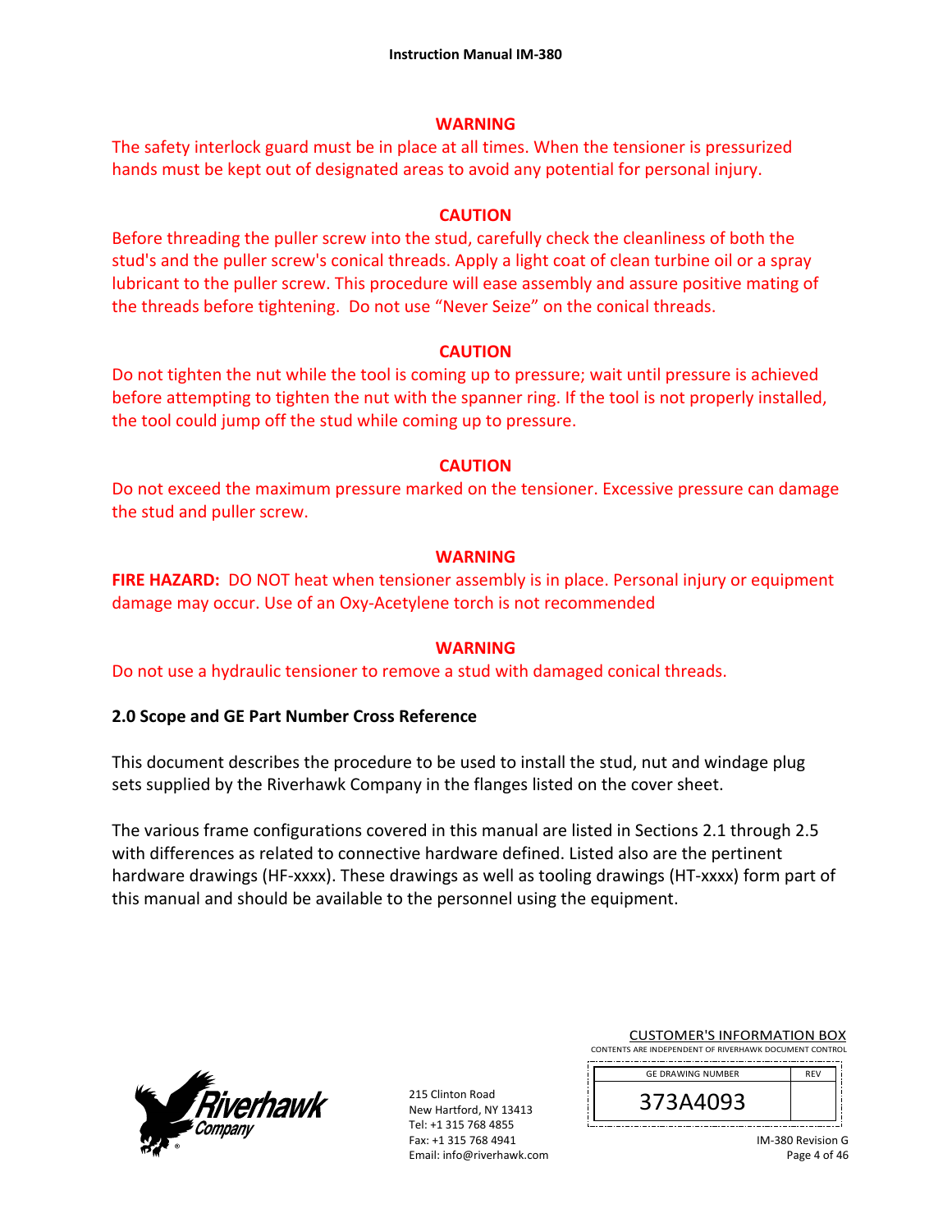**WARNING**

The safety interlock guard must be in place at all times. When the tensioner is pressurized hands must be kept out of designated areas to avoid any potential for personal injury.

**CAUTION**

Before threading the puller screw into the stud, carefully check the cleanliness of both the stud's and the puller screw's conical threads. Apply a light coat of clean turbine oil or a spray lubricant to the puller screw. This procedure will ease assembly and assure positive mating of the threads before tightening. Do not use "Never Seize" on the conical threads.

**CAUTION**

Do not tighten the nut while the tool is coming up to pressure; wait until pressure is achieved before attempting to tighten the nut with the spanner ring. If the tool is not properly installed, the tool could jump off the stud while coming up to pressure.

**CAUTION**

Do not exceed the maximum pressure marked on the tensioner. Excessive pressure can damage the stud and puller screw.

**WARNING**

**FIRE HAZARD:** DO NOT heat when tensioner assembly is in place. Personal injury or equipment damage may occur. Use of an Oxy-Acetylene torch is not recommended

**WARNING**

Do not use a hydraulic tensioner to remove a stud with damaged conical threads.

## 2.0 Scope and GE Part Number Cross Reference

This document describes the procedure to be used to install the stud, nut and windage plug sets supplied by the Riverhawk Company in the flanges listed on the cover sheet.

The various frame configurations covered in this manual are listed in Sections 2.1 through 2.5 with differences as related to connective hardware defined. Listed also are the pertinent hardware drawings (HF-xxxx). These drawings as well as tooling drawings (HT-xxxx) form part of this manual and should be available to the personnel using the equipment.

215 Clinton Road
New Hartford, NY 13413
Tel: +1 315 768 4855
Fax: +1 315 768 4941
Email: info@riverhawk.com

CUSTOMER'S INFORMATION BOX
CONTENTS ARE INDEPENDENT OF RIVERHAWK DOCUMENT CONTROL

| GE DRAWING NUMBER | REV |
|---|---|
| 373A4093 | |

IM-380 Revision G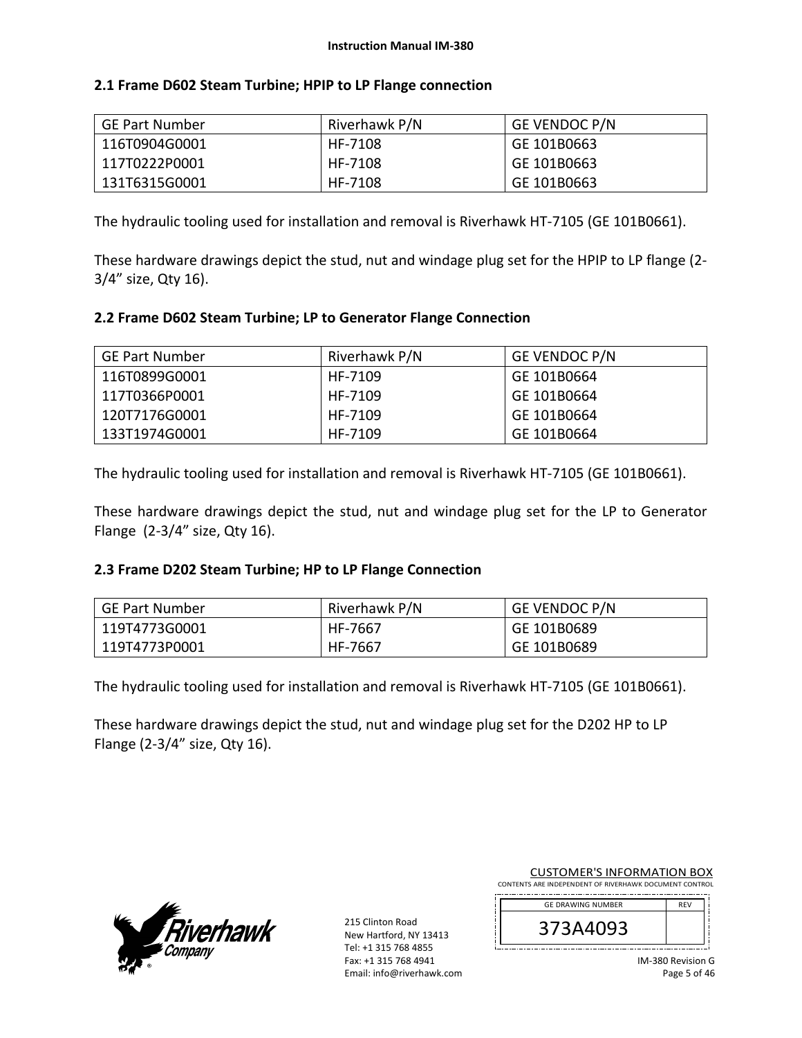## 2.1 Frame D602 Steam Turbine; HPIP to LP Flange connection

| GE Part Number | Riverhawk P/N | GE VENDOC P/N |
|---|---|---|
| 116T0904G0001 | HF-7108 | GE 101B0663 |
| 117T0222P0001 | HF-7108 | GE 101B0663 |
| 131T6315G0001 | HF-7108 | GE 101B0663 |

The hydraulic tooling used for installation and removal is Riverhawk HT-7105 (GE 101B0661).

These hardware drawings depict the stud, nut and windage plug set for the HPIP to LP flange (2-3/4" size, Qty 16).

## 2.2 Frame D602 Steam Turbine; LP to Generator Flange Connection

| GE Part Number | Riverhawk P/N | GE VENDOC P/N |
|---|---|---|
| 116T0899G0001 | HF-7109 | GE 101B0664 |
| 117T0366P0001 | HF-7109 | GE 101B0664 |
| 120T7176G0001 | HF-7109 | GE 101B0664 |
| 133T1974G0001 | HF-7109 | GE 101B0664 |

The hydraulic tooling used for installation and removal is Riverhawk HT-7105 (GE 101B0661).

These hardware drawings depict the stud, nut and windage plug set for the LP to Generator Flange (2-3/4" size, Qty 16).

## 2.3 Frame D202 Steam Turbine; HP to LP Flange Connection

| GE Part Number | Riverhawk P/N | GE VENDOC P/N |
|---|---|---|
| 119T4773G0001 | HF-7667 | GE 101B0689 |
| 119T4773P0001 | HF-7667 | GE 101B0689 |

The hydraulic tooling used for installation and removal is Riverhawk HT-7105 (GE 101B0661).

These hardware drawings depict the stud, nut and windage plug set for the D202 HP to LP Flange (2-3/4" size, Qty 16).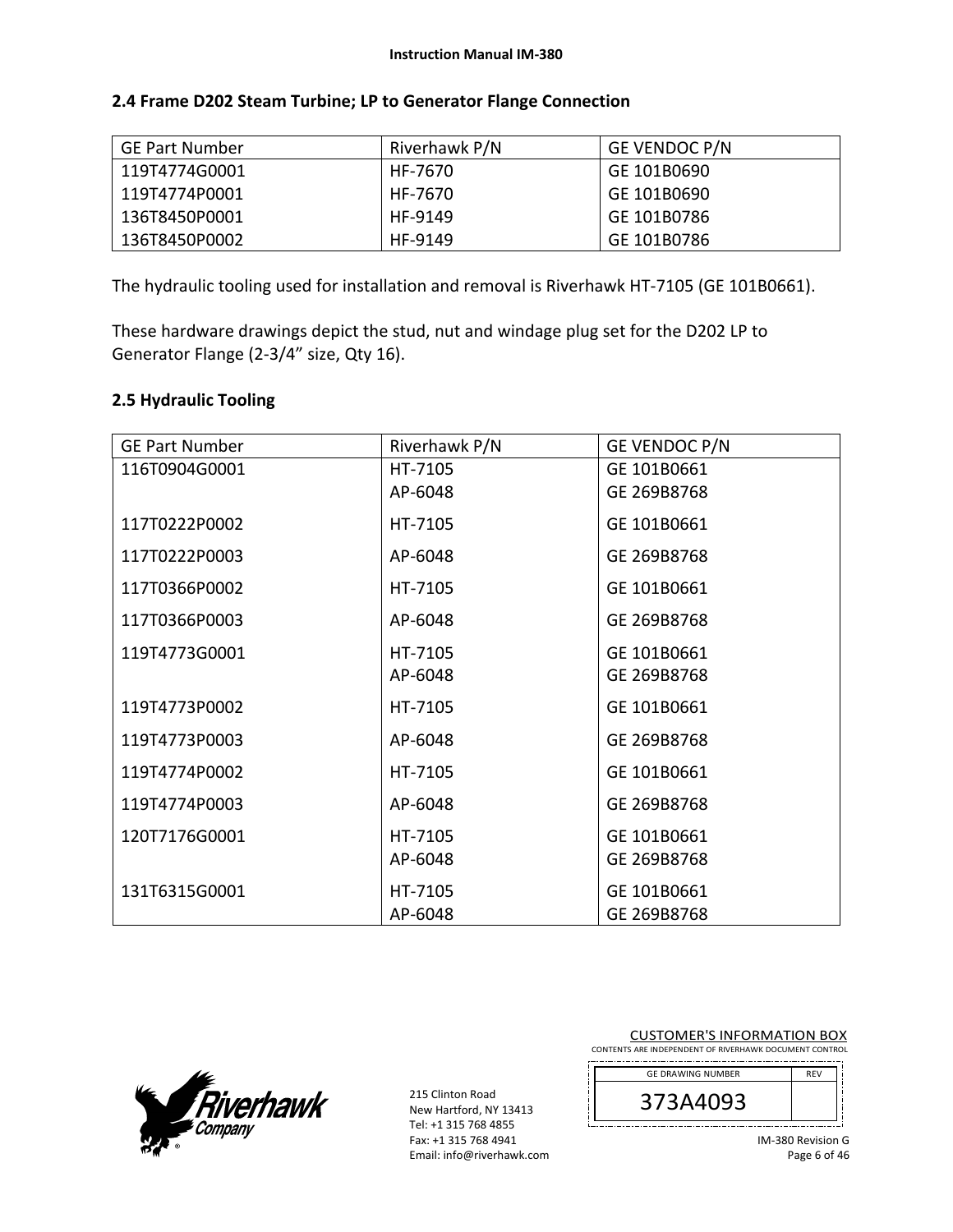## 2.4 Frame D202 Steam Turbine; LP to Generator Flange Connection

| GE Part Number | Riverhawk P/N | GE VENDOC P/N |
|---|---|---|
| 119T4774G0001 | HF-7670 | GE 101B0690 |
| 119T4774P0001 | HF-7670 | GE 101B0690 |
| 136T8450P0001 | HF-9149 | GE 101B0786 |
| 136T8450P0002 | HF-9149 | GE 101B0786 |

The hydraulic tooling used for installation and removal is Riverhawk HT-7105 (GE 101B0661).

These hardware drawings depict the stud, nut and windage plug set for the D202 LP to Generator Flange (2-3/4" size, Qty 16).

## 2.5 Hydraulic Tooling

| GE Part Number | Riverhawk P/N | GE VENDOC P/N |
|---|---|---|
| 116T0904G0001 | HT-7105<br>AP-6048 | GE 101B0661<br>GE 269B8768 |
| 117T0222P0002 | HT-7105 | GE 101B0661 |
| 117T0222P0003 | AP-6048 | GE 269B8768 |
| 117T0366P0002 | HT-7105 | GE 101B0661 |
| 117T0366P0003 | AP-6048 | GE 269B8768 |
| 119T4773G0001 | HT-7105<br>AP-6048 | GE 101B0661<br>GE 269B8768 |
| 119T4773P0002 | HT-7105 | GE 101B0661 |
| 119T4773P0003 | AP-6048 | GE 269B8768 |
| 119T4774P0002 | HT-7105 | GE 101B0661 |
| 119T4774P0003 | AP-6048 | GE 269B8768 |
| 120T7176G0001 | HT-7105<br>AP-6048 | GE 101B0661<br>GE 269B8768 |
| 131T6315G0001 | HT-7105<br>AP-6048 | GE 101B0661<br>GE 269B8768 |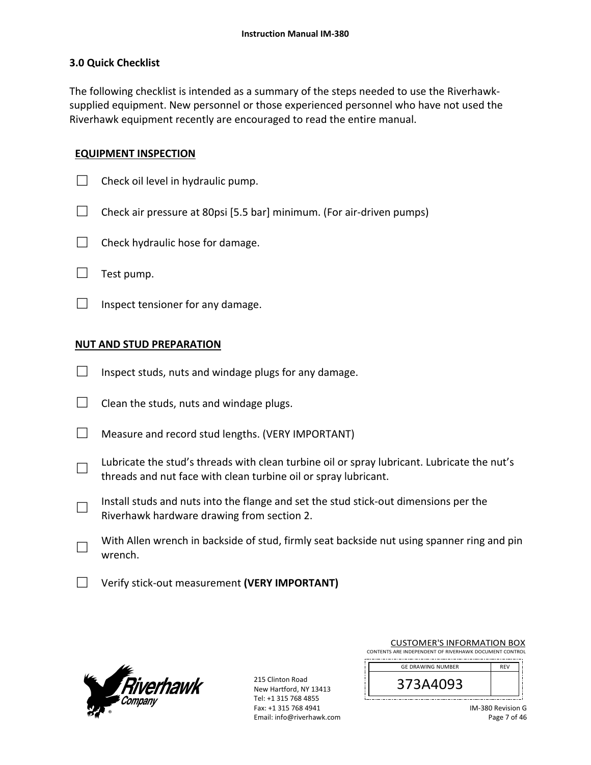## 3.0 Quick Checklist

The following checklist is intended as a summary of the steps needed to use the Riverhawk-supplied equipment. New personnel or those experienced personnel who have not used the Riverhawk equipment recently are encouraged to read the entire manual.

### EQUIPMENT INSPECTION

- ☐ Check oil level in hydraulic pump.
- ☐ Check air pressure at 80psi [5.5 bar] minimum. (For air-driven pumps)
- ☐ Check hydraulic hose for damage.
- ☐ Test pump.
- ☐ Inspect tensioner for any damage.

### NUT AND STUD PREPARATION

- ☐ Inspect studs, nuts and windage plugs for any damage.
- ☐ Clean the studs, nuts and windage plugs.
- ☐ Measure and record stud lengths. (VERY IMPORTANT)
- ☐ Lubricate the stud's threads with clean turbine oil or spray lubricant. Lubricate the nut's threads and nut face with clean turbine oil or spray lubricant.
- ☐ Install studs and nuts into the flange and set the stud stick-out dimensions per the Riverhawk hardware drawing from section 2.
- ☐ With Allen wrench in backside of stud, firmly seat backside nut using spanner ring and pin wrench.
- ☐ Verify stick-out measurement **(VERY IMPORTANT)**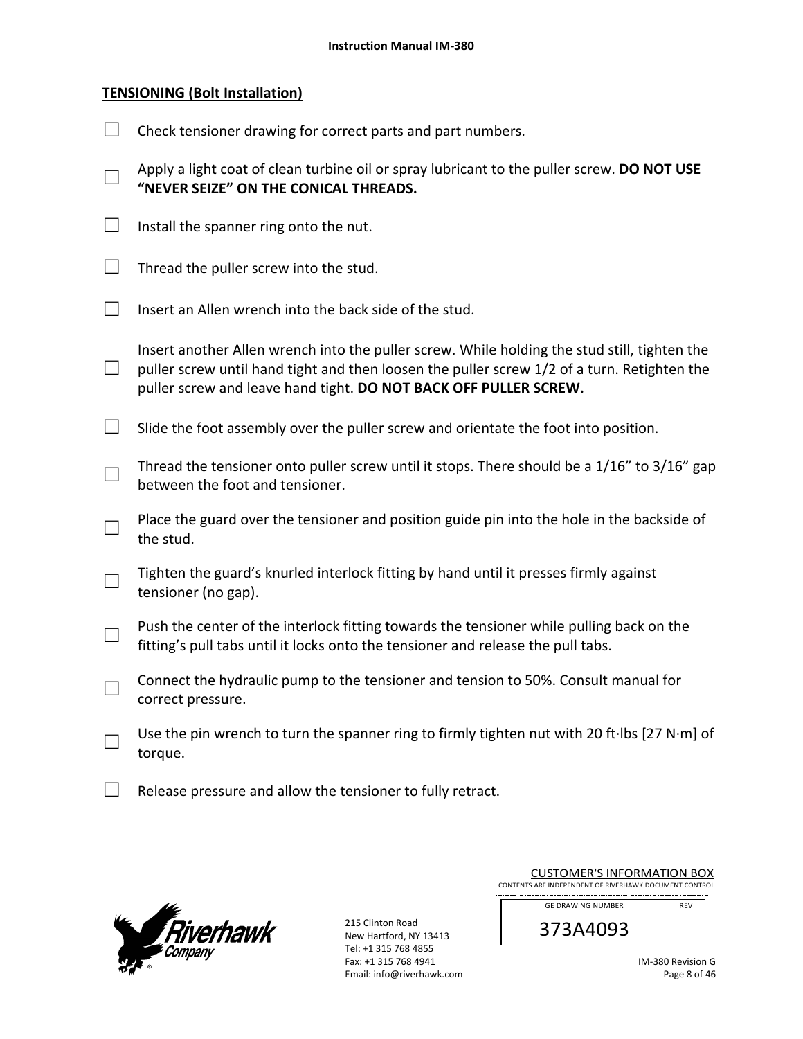## TENSIONING (Bolt Installation)

- ☐ Check tensioner drawing for correct parts and part numbers.
- ☐ Apply a light coat of clean turbine oil or spray lubricant to the puller screw. **DO NOT USE "NEVER SEIZE" ON THE CONICAL THREADS.**
- ☐ Install the spanner ring onto the nut.
- ☐ Thread the puller screw into the stud.
- ☐ Insert an Allen wrench into the back side of the stud.
- ☐ Insert another Allen wrench into the puller screw. While holding the stud still, tighten the puller screw until hand tight and then loosen the puller screw 1/2 of a turn. Retighten the puller screw and leave hand tight. **DO NOT BACK OFF PULLER SCREW.**
- ☐ Slide the foot assembly over the puller screw and orientate the foot into position.
- ☐ Thread the tensioner onto puller screw until it stops. There should be a 1/16" to 3/16" gap between the foot and tensioner.
- ☐ Place the guard over the tensioner and position guide pin into the hole in the backside of the stud.
- ☐ Tighten the guard's knurled interlock fitting by hand until it presses firmly against tensioner (no gap).
- ☐ Push the center of the interlock fitting towards the tensioner while pulling back on the fitting's pull tabs until it locks onto the tensioner and release the pull tabs.
- ☐ Connect the hydraulic pump to the tensioner and tension to 50%. Consult manual for correct pressure.
- ☐ Use the pin wrench to turn the spanner ring to firmly tighten nut with 20 ft·lbs [27 N·m] of torque.
- ☐ Release pressure and allow the tensioner to fully retract.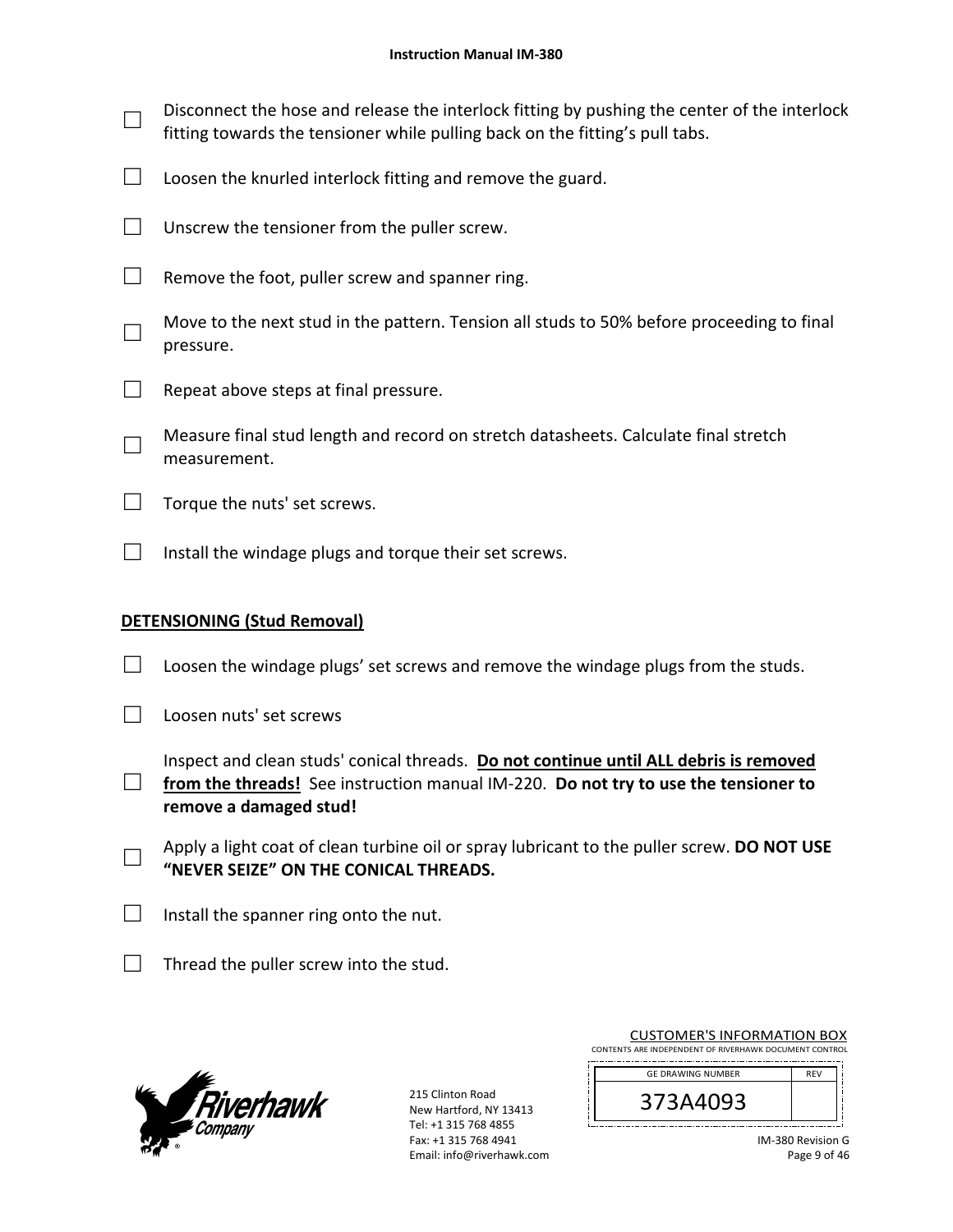- ☐ Disconnect the hose and release the interlock fitting by pushing the center of the interlock fitting towards the tensioner while pulling back on the fitting's pull tabs.
- ☐ Loosen the knurled interlock fitting and remove the guard.
- ☐ Unscrew the tensioner from the puller screw.
- ☐ Remove the foot, puller screw and spanner ring.
- ☐ Move to the next stud in the pattern. Tension all studs to 50% before proceeding to final pressure.
- ☐ Repeat above steps at final pressure.
- ☐ Measure final stud length and record on stretch datasheets. Calculate final stretch measurement.
- ☐ Torque the nuts' set screws.
- ☐ Install the windage plugs and torque their set screws.

**DETENSIONING (Stud Removal)**

- ☐ Loosen the windage plugs' set screws and remove the windage plugs from the studs.
- ☐ Loosen nuts' set screws
- ☐ Inspect and clean studs' conical threads. **Do not continue until ALL debris is removed from the threads!** See instruction manual IM-220. **Do not try to use the tensioner to remove a damaged stud!**
- ☐ Apply a light coat of clean turbine oil or spray lubricant to the puller screw. **DO NOT USE "NEVER SEIZE" ON THE CONICAL THREADS.**
- ☐ Install the spanner ring onto the nut.
- ☐ Thread the puller screw into the stud.

215 Clinton Road
New Hartford, NY 13413
Tel: +1 315 768 4855
Fax: +1 315 768 4941
Email: info@riverhawk.com

CUSTOMER'S INFORMATION BOX
CONTENTS ARE INDEPENDENT OF RIVERHAWK DOCUMENT CONTROL

| GE DRAWING NUMBER | REV |
| --- | --- |
| 373A4093 | |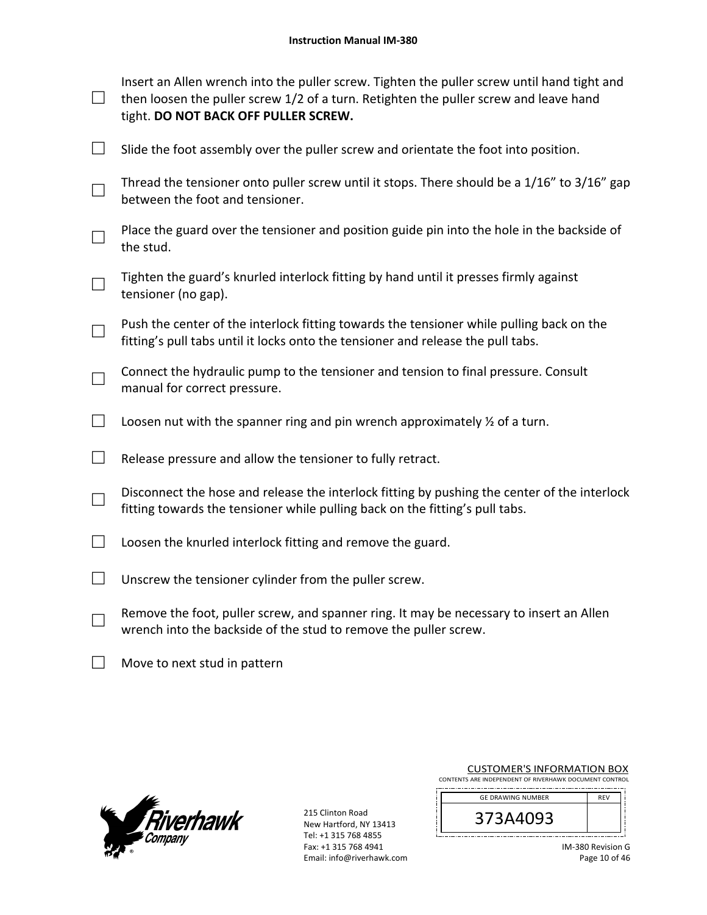- ☐ Insert an Allen wrench into the puller screw. Tighten the puller screw until hand tight and then loosen the puller screw 1/2 of a turn. Retighten the puller screw and leave hand tight. **DO NOT BACK OFF PULLER SCREW.**

- ☐ Slide the foot assembly over the puller screw and orientate the foot into position.

- ☐ Thread the tensioner onto puller screw until it stops. There should be a 1/16" to 3/16" gap between the foot and tensioner.

- ☐ Place the guard over the tensioner and position guide pin into the hole in the backside of the stud.

- ☐ Tighten the guard's knurled interlock fitting by hand until it presses firmly against tensioner (no gap).

- ☐ Push the center of the interlock fitting towards the tensioner while pulling back on the fitting's pull tabs until it locks onto the tensioner and release the pull tabs.

- ☐ Connect the hydraulic pump to the tensioner and tension to final pressure. Consult manual for correct pressure.

- ☐ Loosen nut with the spanner ring and pin wrench approximately ½ of a turn.

- ☐ Release pressure and allow the tensioner to fully retract.

- ☐ Disconnect the hose and release the interlock fitting by pushing the center of the interlock fitting towards the tensioner while pulling back on the fitting's pull tabs.

- ☐ Loosen the knurled interlock fitting and remove the guard.

- ☐ Unscrew the tensioner cylinder from the puller screw.

- ☐ Remove the foot, puller screw, and spanner ring. It may be necessary to insert an Allen wrench into the backside of the stud to remove the puller screw.

- ☐ Move to next stud in pattern

215 Clinton Road
New Hartford, NY 13413
Tel: +1 315 768 4855
Fax: +1 315 768 4941
Email: info@riverhawk.com

CUSTOMER'S INFORMATION BOX
CONTENTS ARE INDEPENDENT OF RIVERHAWK DOCUMENT CONTROL

| GE DRAWING NUMBER | REV |
|---|---|
| 373A4093 | |

IM-380 Revision G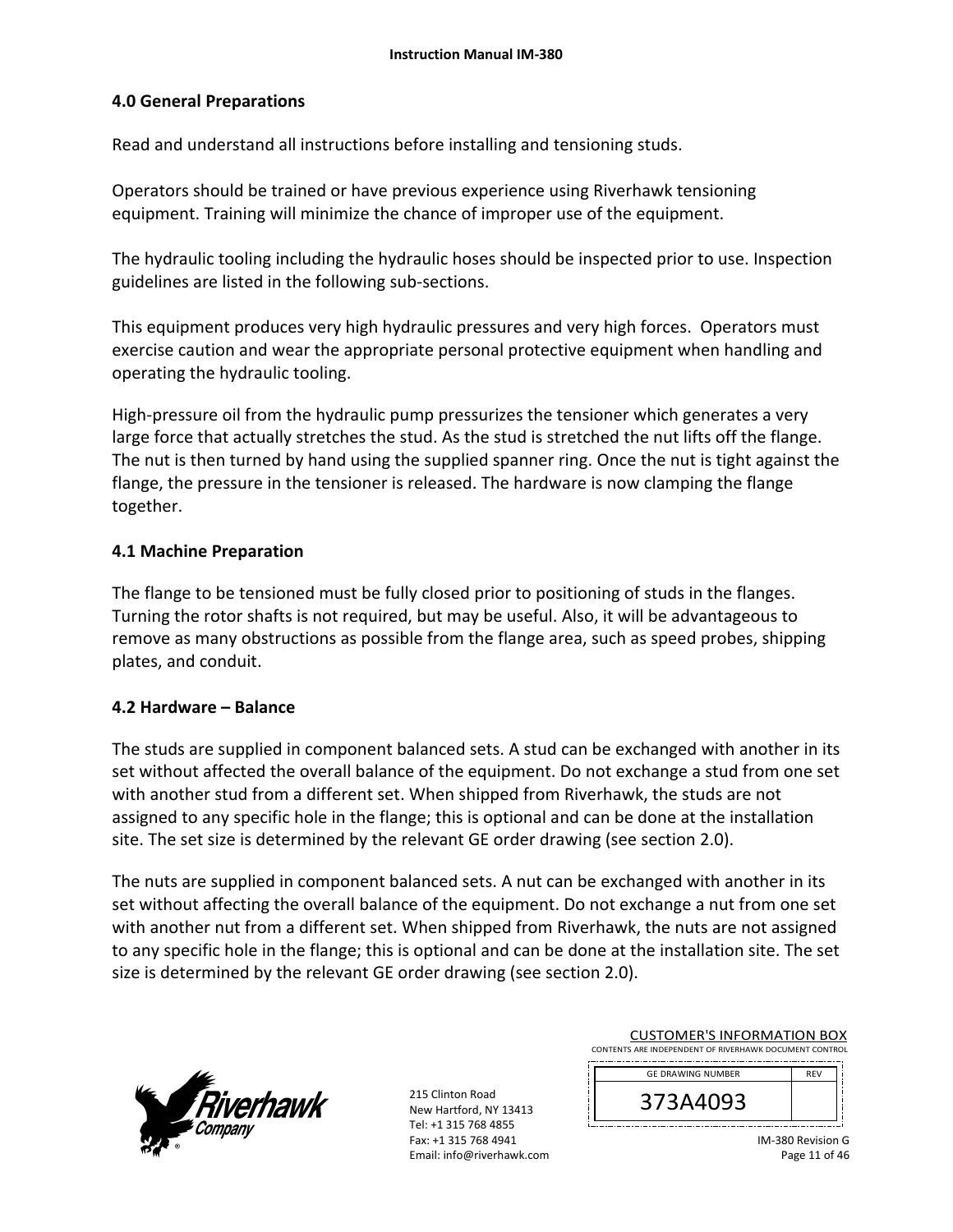## 4.0 General Preparations

Read and understand all instructions before installing and tensioning studs.

Operators should be trained or have previous experience using Riverhawk tensioning equipment. Training will minimize the chance of improper use of the equipment.

The hydraulic tooling including the hydraulic hoses should be inspected prior to use. Inspection guidelines are listed in the following sub-sections.

This equipment produces very high hydraulic pressures and very high forces. Operators must exercise caution and wear the appropriate personal protective equipment when handling and operating the hydraulic tooling.

High-pressure oil from the hydraulic pump pressurizes the tensioner which generates a very large force that actually stretches the stud. As the stud is stretched the nut lifts off the flange. The nut is then turned by hand using the supplied spanner ring. Once the nut is tight against the flange, the pressure in the tensioner is released. The hardware is now clamping the flange together.

### 4.1 Machine Preparation

The flange to be tensioned must be fully closed prior to positioning of studs in the flanges. Turning the rotor shafts is not required, but may be useful. Also, it will be advantageous to remove as many obstructions as possible from the flange area, such as speed probes, shipping plates, and conduit.

### 4.2 Hardware – Balance

The studs are supplied in component balanced sets. A stud can be exchanged with another in its set without affected the overall balance of the equipment. Do not exchange a stud from one set with another stud from a different set. When shipped from Riverhawk, the studs are not assigned to any specific hole in the flange; this is optional and can be done at the installation site. The set size is determined by the relevant GE order drawing (see section 2.0).

The nuts are supplied in component balanced sets. A nut can be exchanged with another in its set without affecting the overall balance of the equipment. Do not exchange a nut from one set with another nut from a different set. When shipped from Riverhawk, the nuts are not assigned to any specific hole in the flange; this is optional and can be done at the installation site. The set size is determined by the relevant GE order drawing (see section 2.0).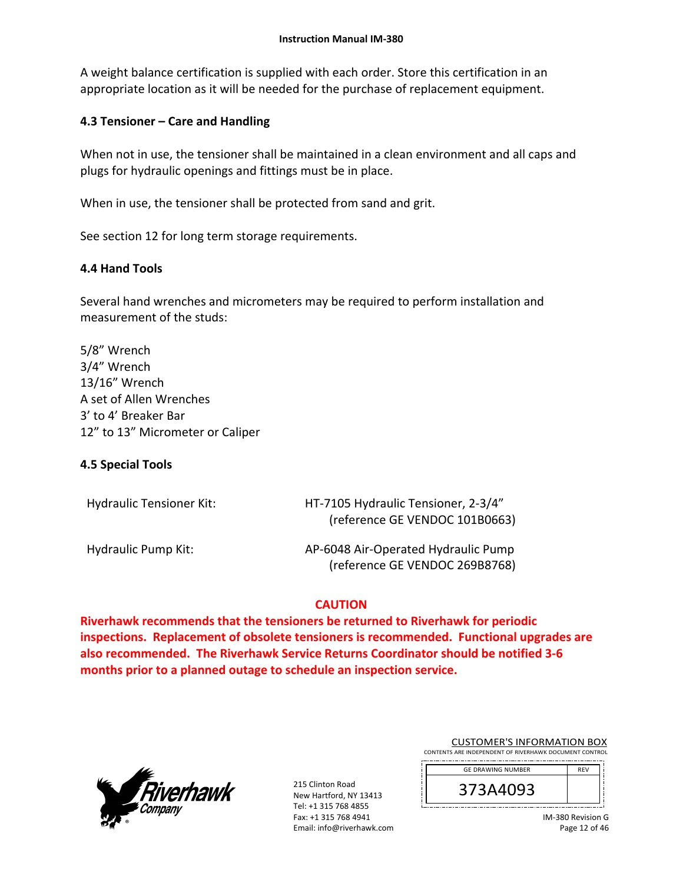A weight balance certification is supplied with each order. Store this certification in an appropriate location as it will be needed for the purchase of replacement equipment.

## 4.3 Tensioner – Care and Handling

When not in use, the tensioner shall be maintained in a clean environment and all caps and plugs for hydraulic openings and fittings must be in place.

When in use, the tensioner shall be protected from sand and grit.

See section 12 for long term storage requirements.

## 4.4 Hand Tools

Several hand wrenches and micrometers may be required to perform installation and measurement of the studs:

5/8" Wrench
3/4" Wrench
13/16" Wrench
A set of Allen Wrenches
3' to 4' Breaker Bar
12" to 13" Micrometer or Caliper

## 4.5 Special Tools

| | |
|---|---|
| Hydraulic Tensioner Kit: | HT-7105 Hydraulic Tensioner, 2-3/4" (reference GE VENDOC 101B0663) |
| Hydraulic Pump Kit: | AP-6048 Air-Operated Hydraulic Pump (reference GE VENDOC 269B8768) |

**CAUTION**

**Riverhawk recommends that the tensioners be returned to Riverhawk for periodic inspections. Replacement of obsolete tensioners is recommended. Functional upgrades are also recommended. The Riverhawk Service Returns Coordinator should be notified 3-6 months prior to a planned outage to schedule an inspection service.**

215 Clinton Road
New Hartford, NY 13413
Tel: +1 315 768 4855
Fax: +1 315 768 4941
Email: info@riverhawk.com

CUSTOMER'S INFORMATION BOX
CONTENTS ARE INDEPENDENT OF RIVERHAWK DOCUMENT CONTROL

| GE DRAWING NUMBER | REV |
|---|---|
| 373A4093 | |

IM-380 Revision G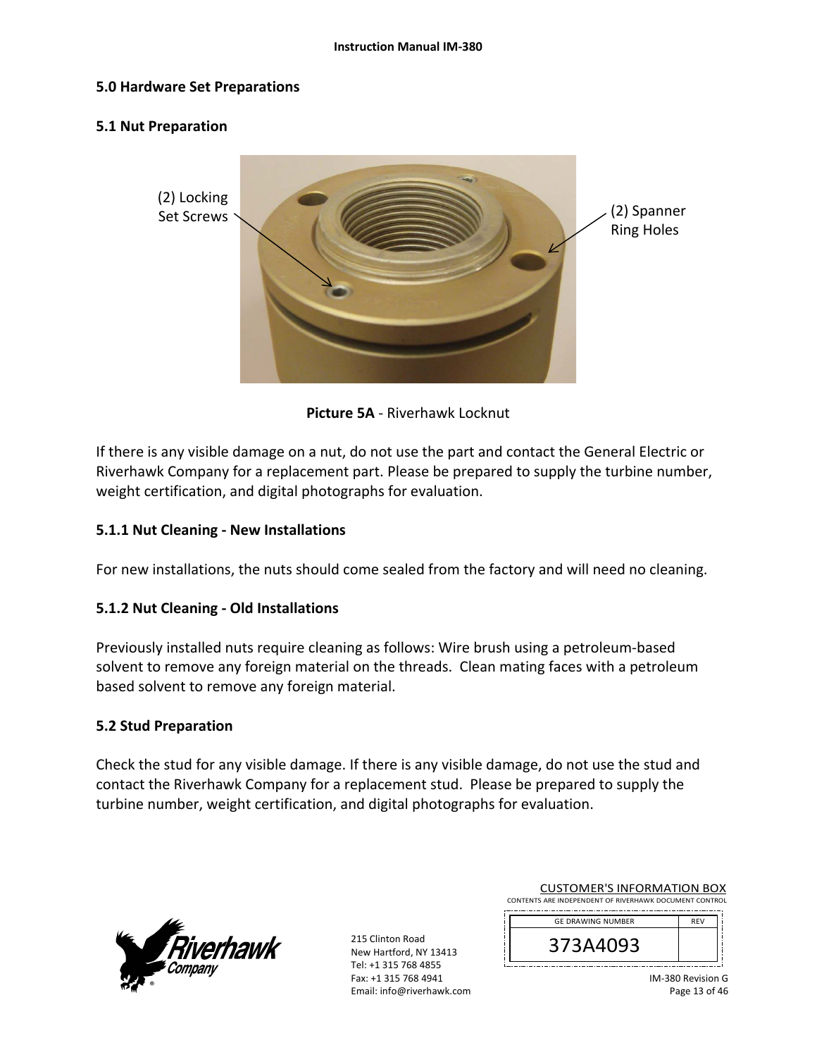## 5.0 Hardware Set Preparations

### 5.1 Nut Preparation

(2) Locking Set Screws

(2) Spanner Ring Holes

**Picture 5A** - Riverhawk Locknut

If there is any visible damage on a nut, do not use the part and contact the General Electric or Riverhawk Company for a replacement part. Please be prepared to supply the turbine number, weight certification, and digital photographs for evaluation.

#### 5.1.1 Nut Cleaning - New Installations

For new installations, the nuts should come sealed from the factory and will need no cleaning.

#### 5.1.2 Nut Cleaning - Old Installations

Previously installed nuts require cleaning as follows: Wire brush using a petroleum-based solvent to remove any foreign material on the threads. Clean mating faces with a petroleum based solvent to remove any foreign material.

### 5.2 Stud Preparation

Check the stud for any visible damage. If there is any visible damage, do not use the stud and contact the Riverhawk Company for a replacement stud. Please be prepared to supply the turbine number, weight certification, and digital photographs for evaluation.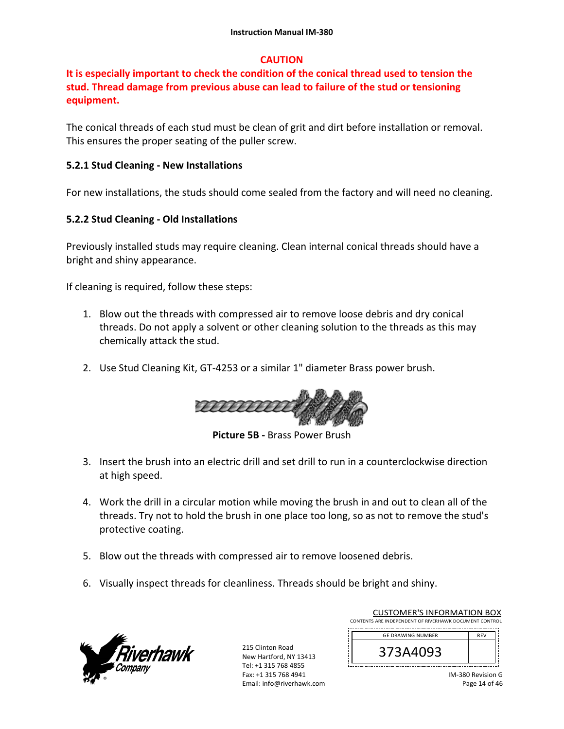**CAUTION**

**It is especially important to check the condition of the conical thread used to tension the stud. Thread damage from previous abuse can lead to failure of the stud or tensioning equipment.**

The conical threads of each stud must be clean of grit and dirt before installation or removal. This ensures the proper seating of the puller screw.

### 5.2.1 Stud Cleaning - New Installations

For new installations, the studs should come sealed from the factory and will need no cleaning.

### 5.2.2 Stud Cleaning - Old Installations

Previously installed studs may require cleaning. Clean internal conical threads should have a bright and shiny appearance.

If cleaning is required, follow these steps:

1. Blow out the threads with compressed air to remove loose debris and dry conical threads. Do not apply a solvent or other cleaning solution to the threads as this may chemically attack the stud.

2. Use Stud Cleaning Kit, GT-4253 or a similar 1" diameter Brass power brush.

**Picture 5B -** Brass Power Brush

3. Insert the brush into an electric drill and set drill to run in a counterclockwise direction at high speed.

4. Work the drill in a circular motion while moving the brush in and out to clean all of the threads. Try not to hold the brush in one place too long, so as not to remove the stud's protective coating.

5. Blow out the threads with compressed air to remove loosened debris.

6. Visually inspect threads for cleanliness. Threads should be bright and shiny.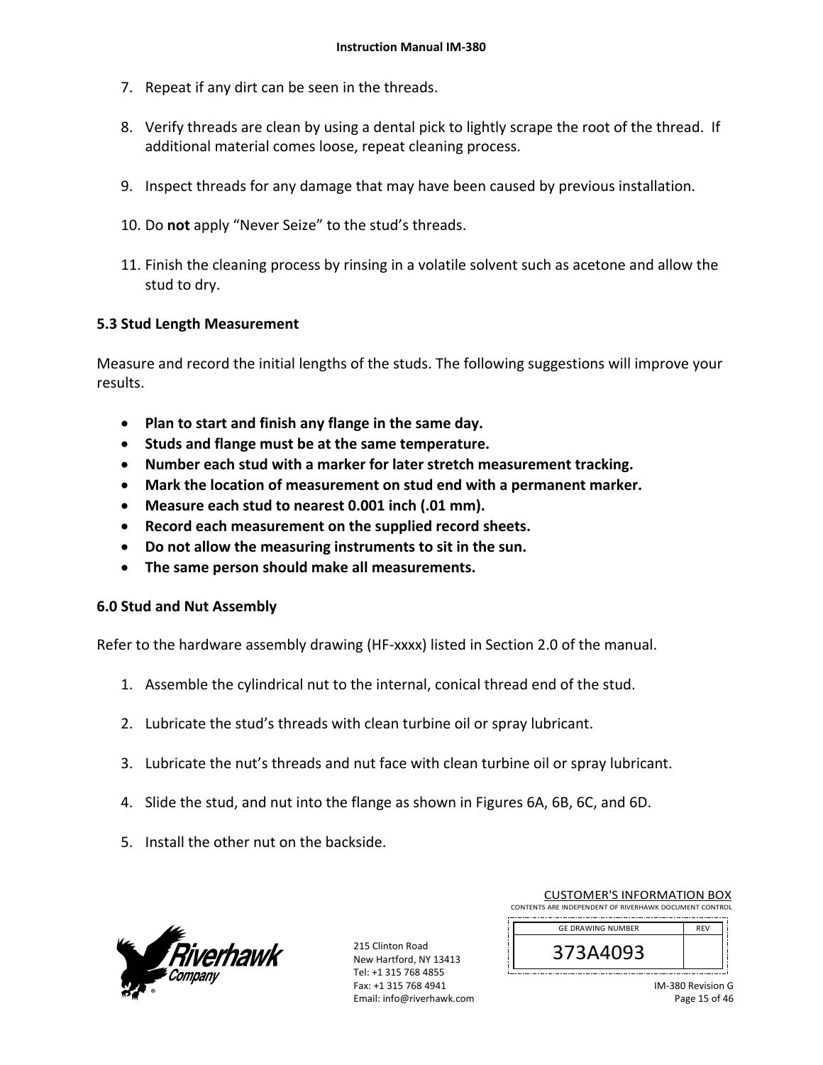7. Repeat if any dirt can be seen in the threads.

8. Verify threads are clean by using a dental pick to lightly scrape the root of the thread. If additional material comes loose, repeat cleaning process.

9. Inspect threads for any damage that may have been caused by previous installation.

10. Do **not** apply “Never Seize” to the stud’s threads.

11. Finish the cleaning process by rinsing in a volatile solvent such as acetone and allow the stud to dry.

### 5.3 Stud Length Measurement

Measure and record the initial lengths of the studs. The following suggestions will improve your results.

- **Plan to start and finish any flange in the same day.**
- **Studs and flange must be at the same temperature.**
- **Number each stud with a marker for later stretch measurement tracking.**
- **Mark the location of measurement on stud end with a permanent marker.**
- **Measure each stud to nearest 0.001 inch (.01 mm).**
- **Record each measurement on the supplied record sheets.**
- **Do not allow the measuring instruments to sit in the sun.**
- **The same person should make all measurements.**

## 6.0 Stud and Nut Assembly

Refer to the hardware assembly drawing (HF-xxxx) listed in Section 2.0 of the manual.

1. Assemble the cylindrical nut to the internal, conical thread end of the stud.

2. Lubricate the stud’s threads with clean turbine oil or spray lubricant.

3. Lubricate the nut’s threads and nut face with clean turbine oil or spray lubricant.

4. Slide the stud, and nut into the flange as shown in Figures 6A, 6B, 6C, and 6D.

5. Install the other nut on the backside.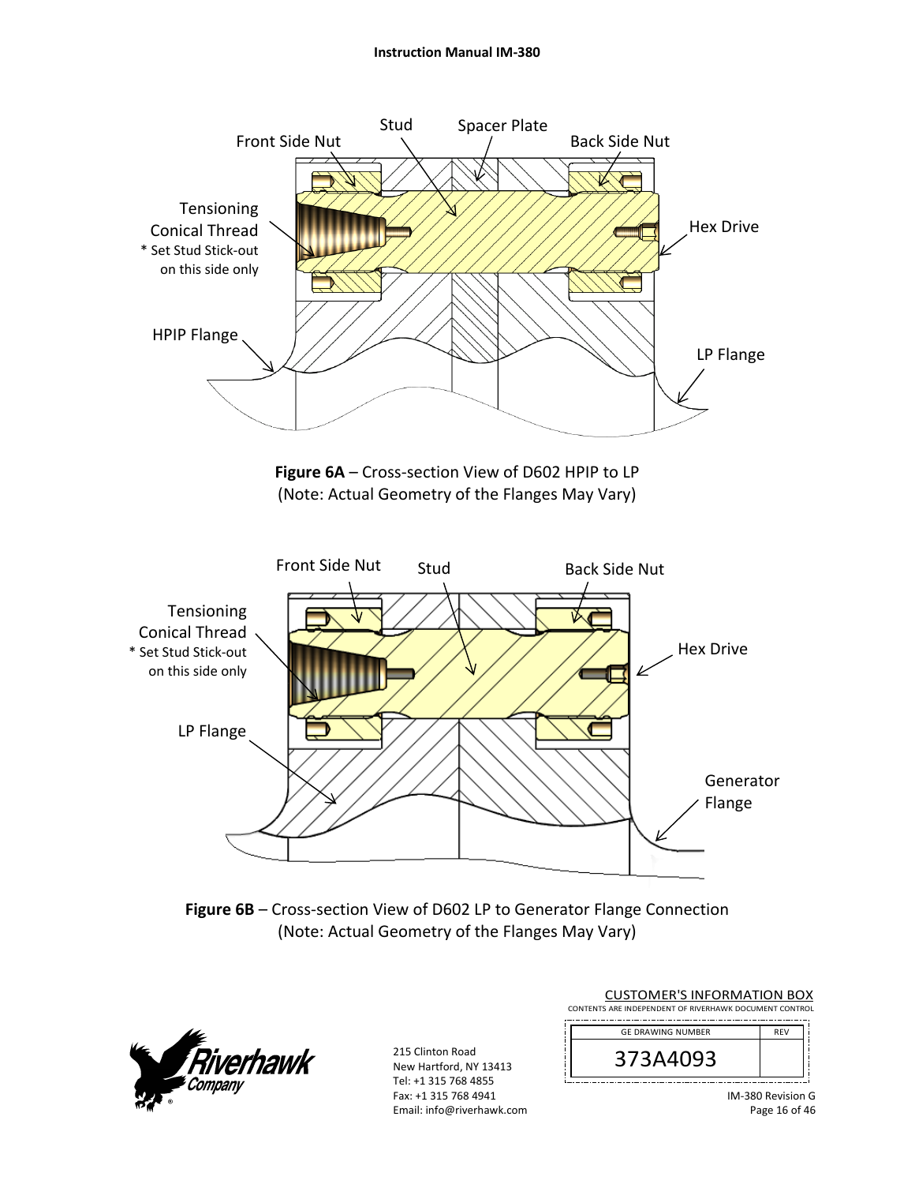Front Side Nut

Stud

Spacer Plate

Back Side Nut

Tensioning Conical Thread
* Set Stud Stick-out on this side only

Hex Drive

HPIP Flange

LP Flange

**Figure 6A** – Cross-section View of D602 HPIP to LP
(Note: Actual Geometry of the Flanges May Vary)

Front Side Nut

Stud

Back Side Nut

Tensioning Conical Thread
* Set Stud Stick-out on this side only

Hex Drive

LP Flange

Generator Flange

**Figure 6B** – Cross-section View of D602 LP to Generator Flange Connection
(Note: Actual Geometry of the Flanges May Vary)

215 Clinton Road
New Hartford, NY 13413
Tel: +1 315 768 4855
Fax: +1 315 768 4941
Email: info@riverhawk.com

CUSTOMER'S INFORMATION BOX
CONTENTS ARE INDEPENDENT OF RIVERHAWK DOCUMENT CONTROL

| GE DRAWING NUMBER | REV |
|---|---|
| 373A4093 | |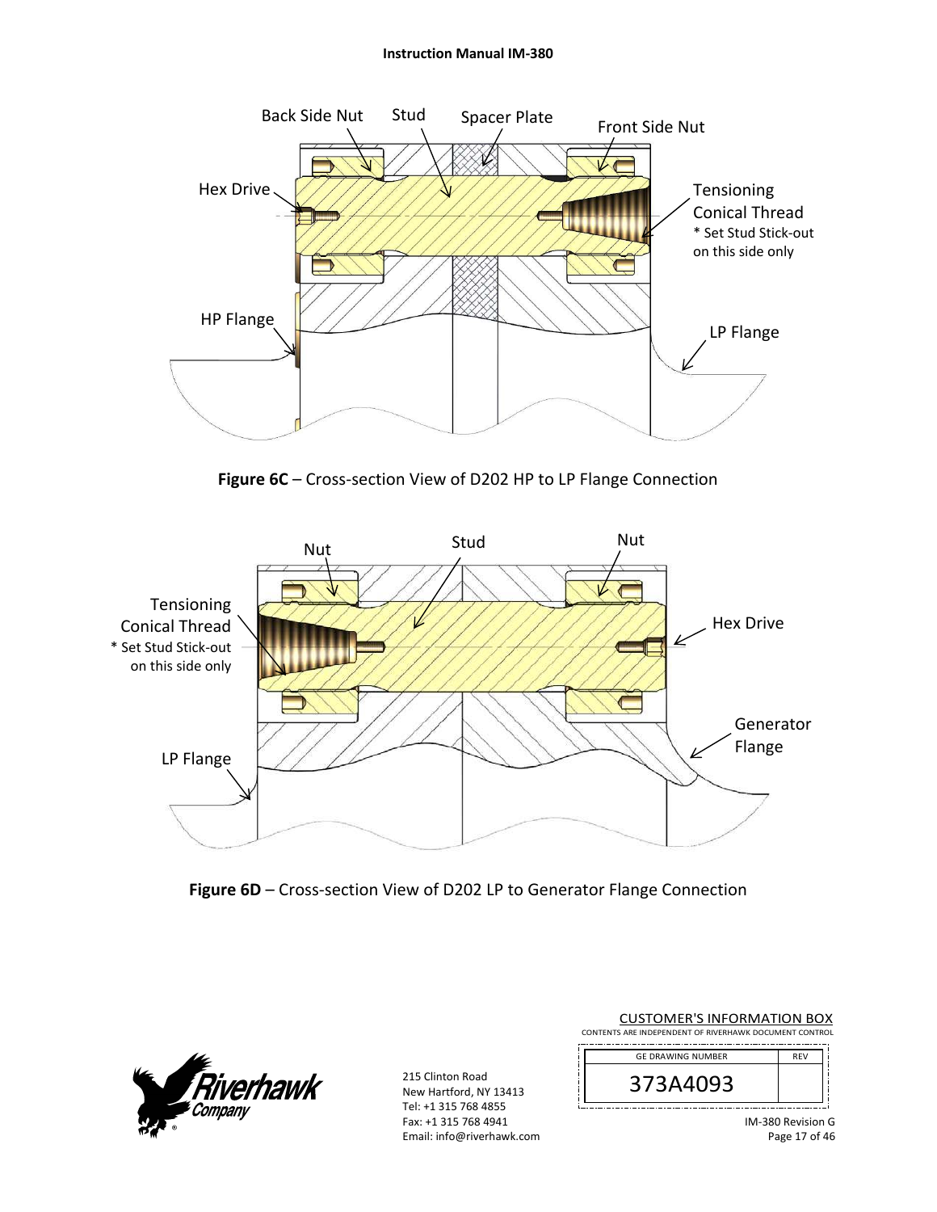Back Side Nut

Stud

Spacer Plate

Front Side Nut

Hex Drive

Tensioning Conical Thread
* Set Stud Stick-out on this side only

HP Flange

LP Flange

**Figure 6C** – Cross-section View of D202 HP to LP Flange Connection

Nut

Stud

Nut

Tensioning Conical Thread
* Set Stud Stick-out on this side only

Hex Drive

Generator Flange

LP Flange

**Figure 6D** – Cross-section View of D202 LP to Generator Flange Connection

CUSTOMER'S INFORMATION BOX
CONTENTS ARE INDEPENDENT OF RIVERHAWK DOCUMENT CONTROL

| GE DRAWING NUMBER | REV |
|---|---|
| 373A4093 | |

215 Clinton Road
New Hartford, NY 13413
Tel: +1 315 768 4855
Fax: +1 315 768 4941
Email: info@riverhawk.com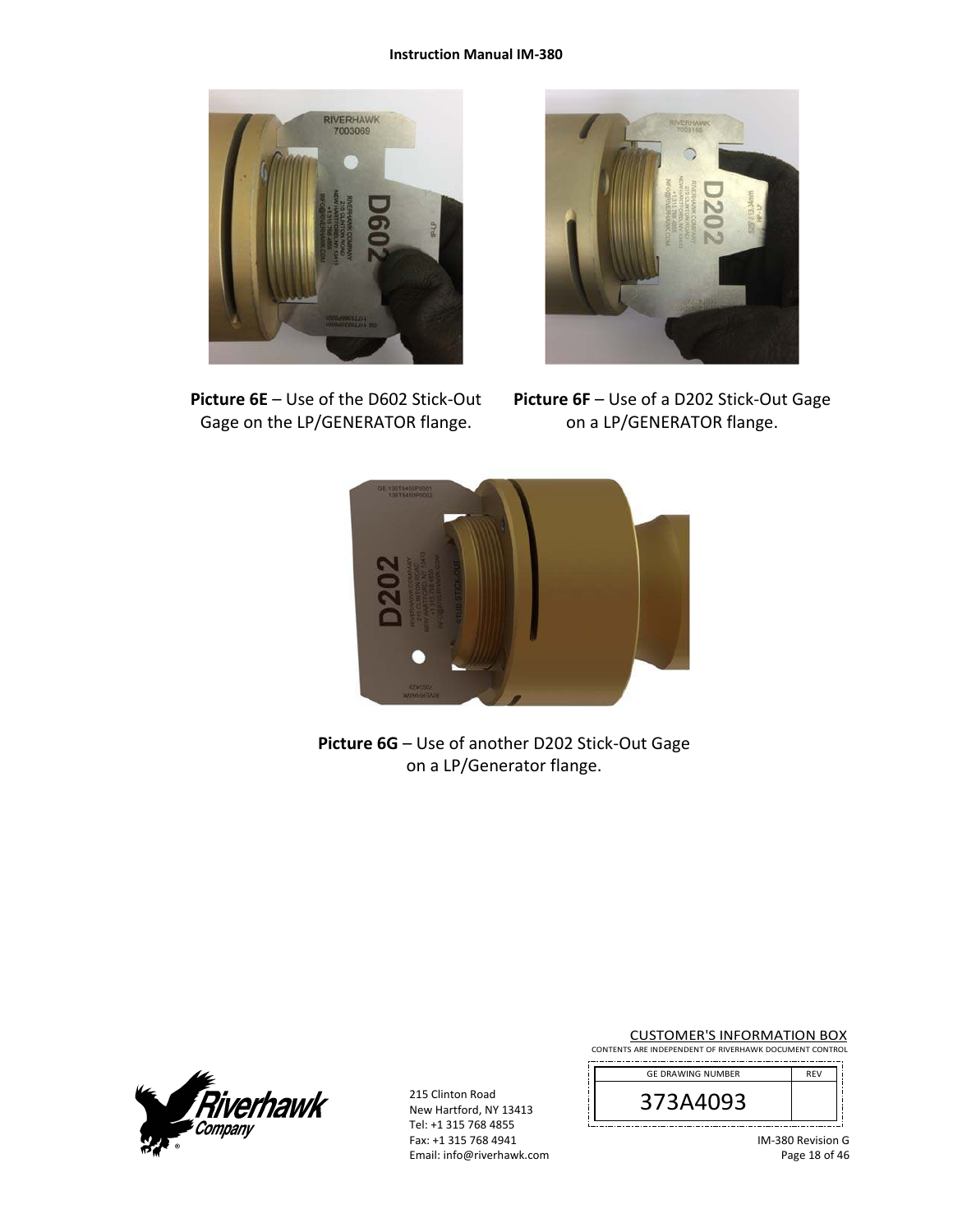**Picture 6E** – Use of the D602 Stick-Out Gage on the LP/GENERATOR flange.

**Picture 6F** – Use of a D202 Stick-Out Gage on a LP/GENERATOR flange.

**Picture 6G** – Use of another D202 Stick-Out Gage on a LP/Generator flange.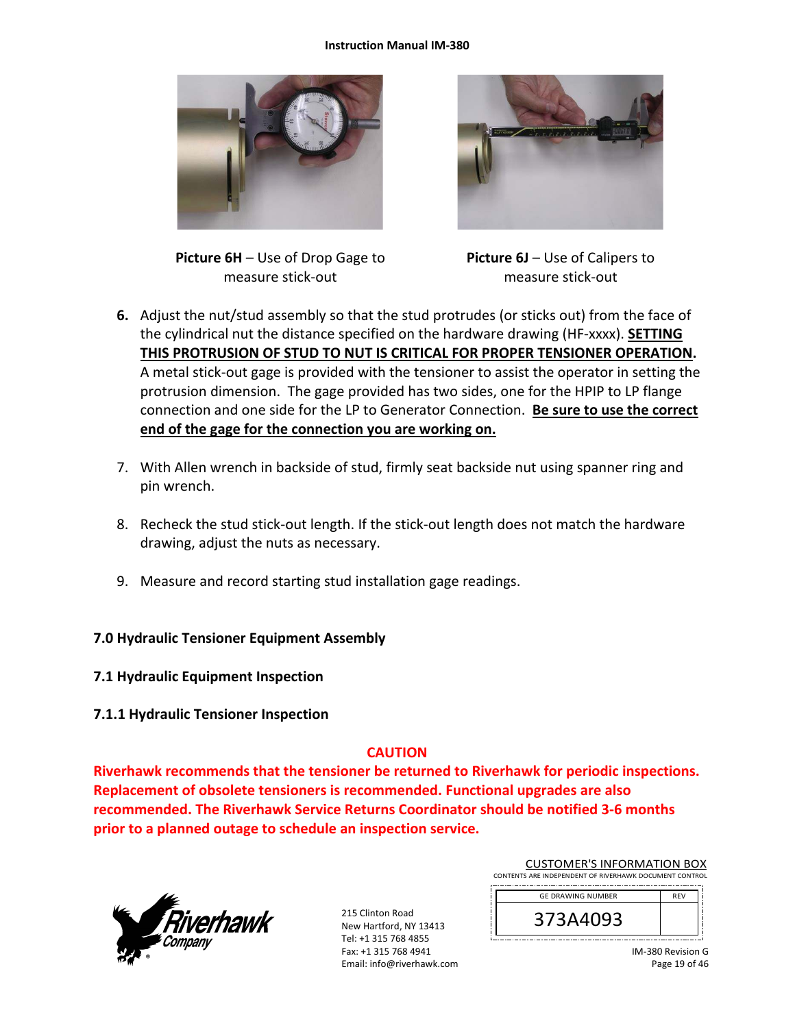**Picture 6H** – Use of Drop Gage to measure stick-out

**Picture 6J** – Use of Calipers to measure stick-out

6. Adjust the nut/stud assembly so that the stud protrudes (or sticks out) from the face of the cylindrical nut the distance specified on the hardware drawing (HF-xxxx). **SETTING THIS PROTRUSION OF STUD TO NUT IS CRITICAL FOR PROPER TENSIONER OPERATION.** A metal stick-out gage is provided with the tensioner to assist the operator in setting the protrusion dimension. The gage provided has two sides, one for the HPIP to LP flange connection and one side for the LP to Generator Connection. **Be sure to use the correct end of the gage for the connection you are working on.**

7. With Allen wrench in backside of stud, firmly seat backside nut using spanner ring and pin wrench.

8. Recheck the stud stick-out length. If the stick-out length does not match the hardware drawing, adjust the nuts as necessary.

9. Measure and record starting stud installation gage readings.

## 7.0 Hydraulic Tensioner Equipment Assembly

### 7.1 Hydraulic Equipment Inspection

#### 7.1.1 Hydraulic Tensioner Inspection

**CAUTION**

**Riverhawk recommends that the tensioner be returned to Riverhawk for periodic inspections. Replacement of obsolete tensioners is recommended. Functional upgrades are also recommended. The Riverhawk Service Returns Coordinator should be notified 3-6 months prior to a planned outage to schedule an inspection service.**

215 Clinton Road
New Hartford, NY 13413
Tel: +1 315 768 4855
Fax: +1 315 768 4941
Email: info@riverhawk.com

CUSTOMER'S INFORMATION BOX
CONTENTS ARE INDEPENDENT OF RIVERHAWK DOCUMENT CONTROL

| GE DRAWING NUMBER | REV |
| --- | --- |
| 373A4093 | |

IM-380 Revision G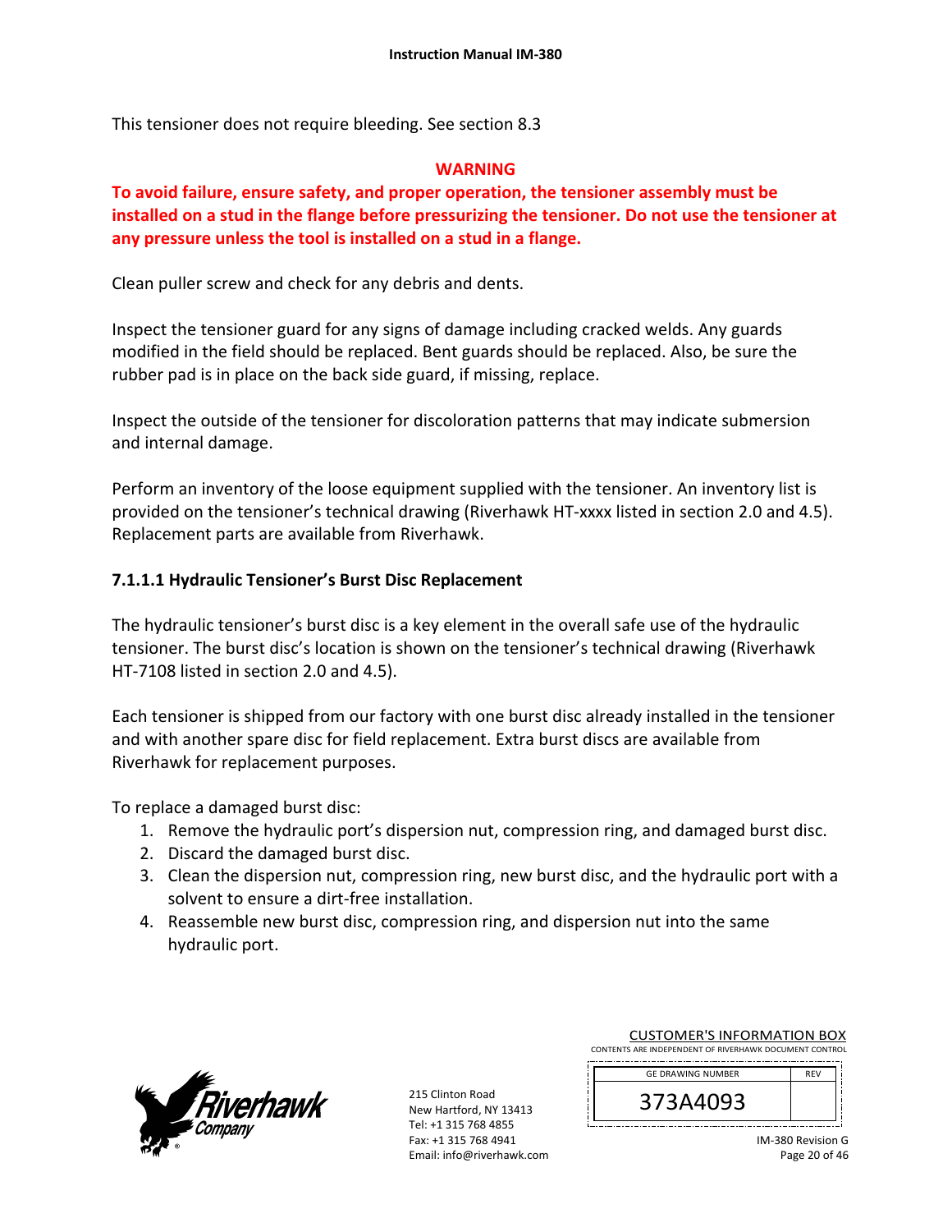This tensioner does not require bleeding. See section 8.3

**WARNING**

**To avoid failure, ensure safety, and proper operation, the tensioner assembly must be installed on a stud in the flange before pressurizing the tensioner. Do not use the tensioner at any pressure unless the tool is installed on a stud in a flange.**

Clean puller screw and check for any debris and dents.

Inspect the tensioner guard for any signs of damage including cracked welds. Any guards modified in the field should be replaced. Bent guards should be replaced. Also, be sure the rubber pad is in place on the back side guard, if missing, replace.

Inspect the outside of the tensioner for discoloration patterns that may indicate submersion and internal damage.

Perform an inventory of the loose equipment supplied with the tensioner. An inventory list is provided on the tensioner's technical drawing (Riverhawk HT-xxxx listed in section 2.0 and 4.5). Replacement parts are available from Riverhawk.

#### 7.1.1.1 Hydraulic Tensioner's Burst Disc Replacement

The hydraulic tensioner's burst disc is a key element in the overall safe use of the hydraulic tensioner. The burst disc's location is shown on the tensioner's technical drawing (Riverhawk HT-7108 listed in section 2.0 and 4.5).

Each tensioner is shipped from our factory with one burst disc already installed in the tensioner and with another spare disc for field replacement. Extra burst discs are available from Riverhawk for replacement purposes.

To replace a damaged burst disc:

1. Remove the hydraulic port's dispersion nut, compression ring, and damaged burst disc.
2. Discard the damaged burst disc.
3. Clean the dispersion nut, compression ring, new burst disc, and the hydraulic port with a solvent to ensure a dirt-free installation.
4. Reassemble new burst disc, compression ring, and dispersion nut into the same hydraulic port.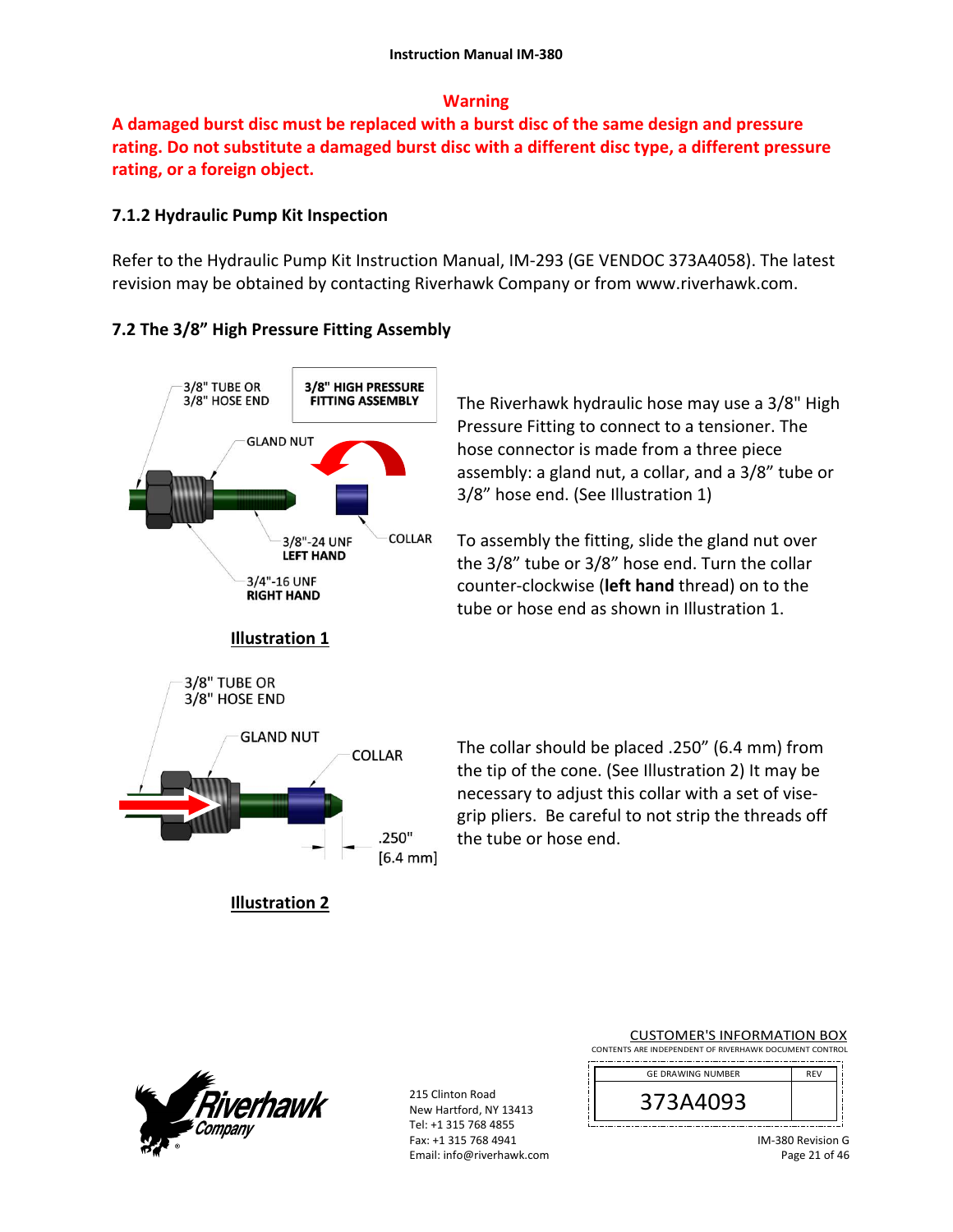**Warning**

**A damaged burst disc must be replaced with a burst disc of the same design and pressure rating. Do not substitute a damaged burst disc with a different disc type, a different pressure rating, or a foreign object.**

### 7.1.2 Hydraulic Pump Kit Inspection

Refer to the Hydraulic Pump Kit Instruction Manual, IM-293 (GE VENDOC 373A4058). The latest revision may be obtained by contacting Riverhawk Company or from www.riverhawk.com.

## 7.2 The 3/8" High Pressure Fitting Assembly

3/8" TUBE OR 3/8" HOSE END
3/8" HIGH PRESSURE FITTING ASSEMBLY
GLAND NUT
COLLAR
3/8"-24 UNF **LEFT HAND**
3/4"-16 UNF **RIGHT HAND**

**Illustration 1**

The Riverhawk hydraulic hose may use a 3/8" High Pressure Fitting to connect to a tensioner. The hose connector is made from a three piece assembly: a gland nut, a collar, and a 3/8" tube or 3/8" hose end. (See Illustration 1)

To assembly the fitting, slide the gland nut over the 3/8" tube or 3/8" hose end. Turn the collar counter-clockwise (**left hand** thread) on to the tube or hose end as shown in Illustration 1.

3/8" TUBE OR 3/8" HOSE END
GLAND NUT
COLLAR
.250" [6.4 mm]

**Illustration 2**

The collar should be placed .250" (6.4 mm) from the tip of the cone. (See Illustration 2) It may be necessary to adjust this collar with a set of vise-grip pliers. Be careful to not strip the threads off the tube or hose end.

215 Clinton Road
New Hartford, NY 13413
Tel: +1 315 768 4855
Fax: +1 315 768 4941
Email: info@riverhawk.com

CUSTOMER'S INFORMATION BOX
CONTENTS ARE INDEPENDENT OF RIVERHAWK DOCUMENT CONTROL

| GE DRAWING NUMBER | REV |
| --- | --- |
| 373A4093 | |

IM-380 Revision G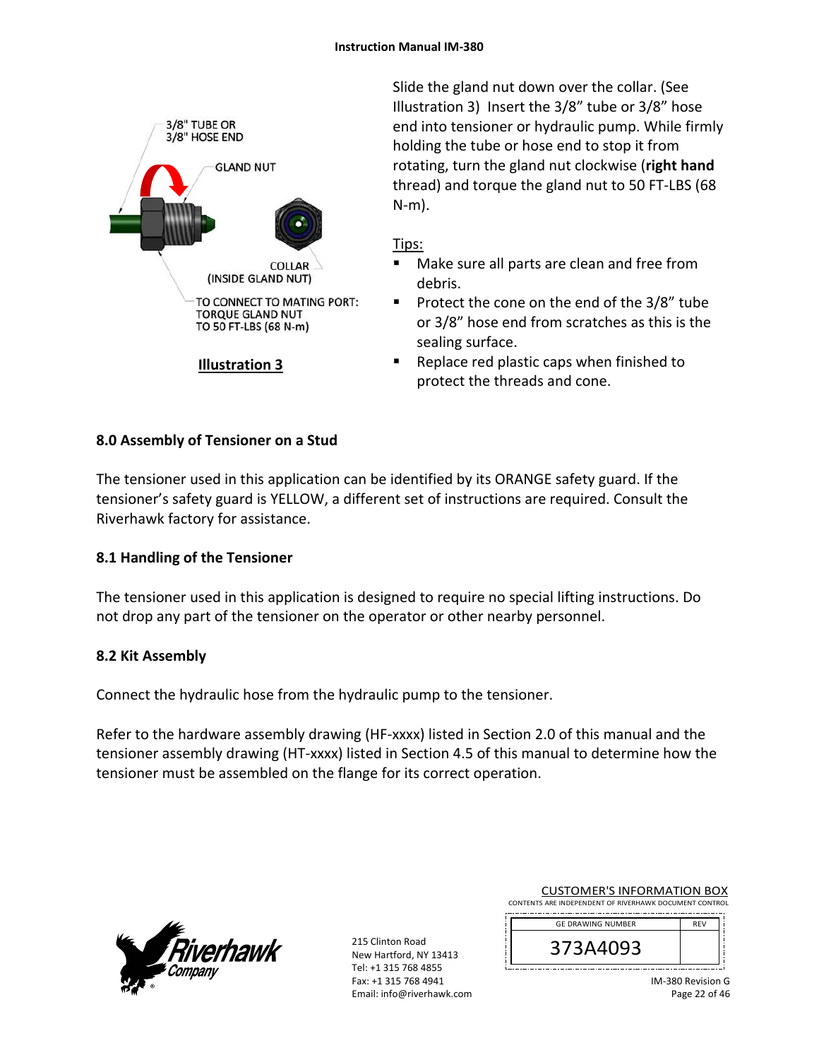3/8" TUBE OR
3/8" HOSE END

GLAND NUT

COLLAR
(INSIDE GLAND NUT)

TO CONNECT TO MATING PORT:
TORQUE GLAND NUT
TO 50 FT-LBS (68 N-m)

**Illustration 3**

Slide the gland nut down over the collar. (See Illustration 3) Insert the 3/8" tube or 3/8" hose end into tensioner or hydraulic pump. While firmly holding the tube or hose end to stop it from rotating, turn the gland nut clockwise (**right hand** thread) and torque the gland nut to 50 FT-LBS (68 N-m).

Tips:

- Make sure all parts are clean and free from debris.
- Protect the cone on the end of the 3/8" tube or 3/8" hose end from scratches as this is the sealing surface.
- Replace red plastic caps when finished to protect the threads and cone.

## 8.0 Assembly of Tensioner on a Stud

The tensioner used in this application can be identified by its ORANGE safety guard. If the tensioner's safety guard is YELLOW, a different set of instructions are required. Consult the Riverhawk factory for assistance.

### 8.1 Handling of the Tensioner

The tensioner used in this application is designed to require no special lifting instructions. Do not drop any part of the tensioner on the operator or other nearby personnel.

### 8.2 Kit Assembly

Connect the hydraulic hose from the hydraulic pump to the tensioner.

Refer to the hardware assembly drawing (HF-xxxx) listed in Section 2.0 of this manual and the tensioner assembly drawing (HT-xxxx) listed in Section 4.5 of this manual to determine how the tensioner must be assembled on the flange for its correct operation.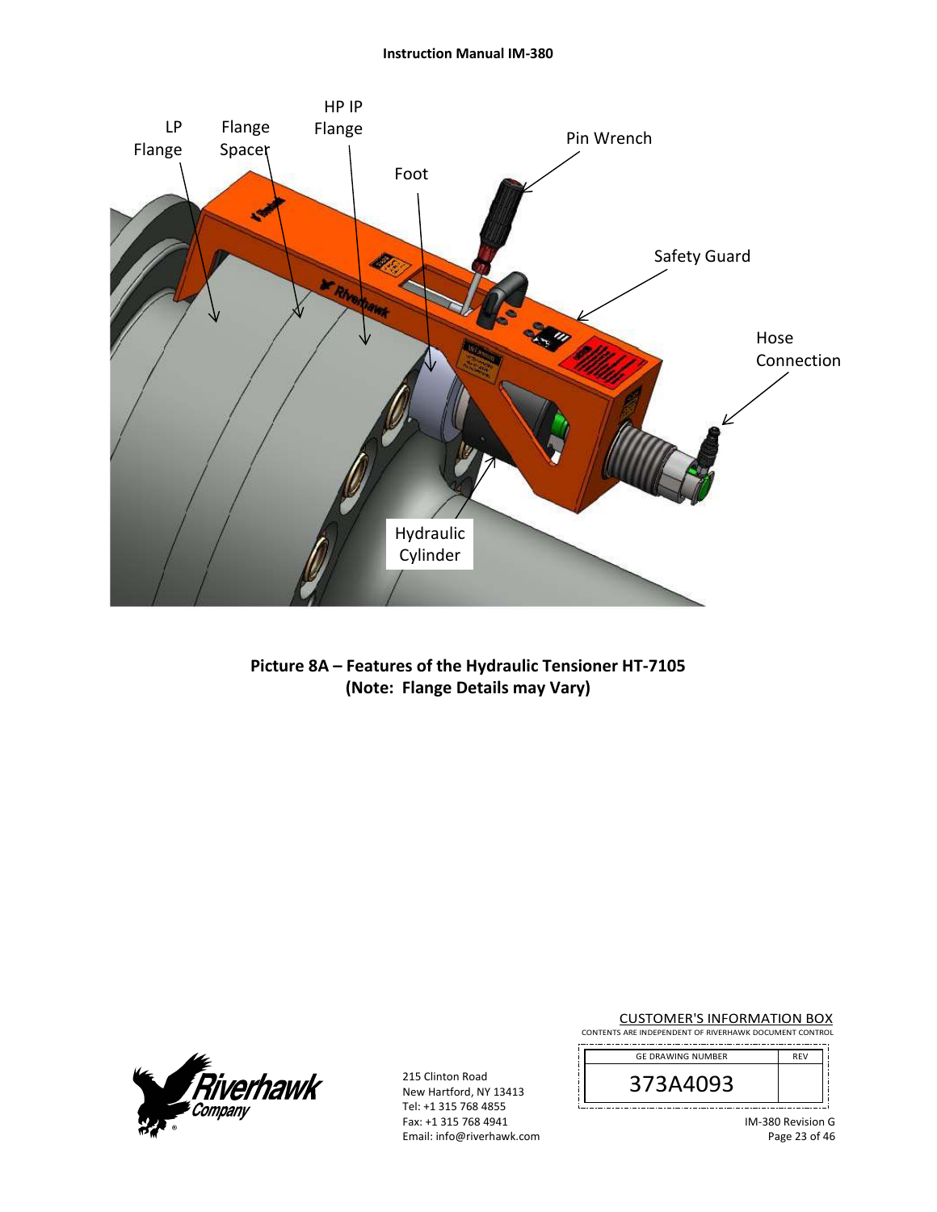LP Flange

Flange Spacer

HP IP Flange

Foot

Pin Wrench

Safety Guard

Hose Connection

Hydraulic Cylinder

**Picture 8A – Features of the Hydraulic Tensioner HT-7105**
**(Note: Flange Details may Vary)**

215 Clinton Road
New Hartford, NY 13413
Tel: +1 315 768 4855
Fax: +1 315 768 4941
Email: info@riverhawk.com

CUSTOMER'S INFORMATION BOX
CONTENTS ARE INDEPENDENT OF RIVERHAWK DOCUMENT CONTROL

| GE DRAWING NUMBER | REV |
|---|---|
| 373A4093 | |

IM-380 Revision G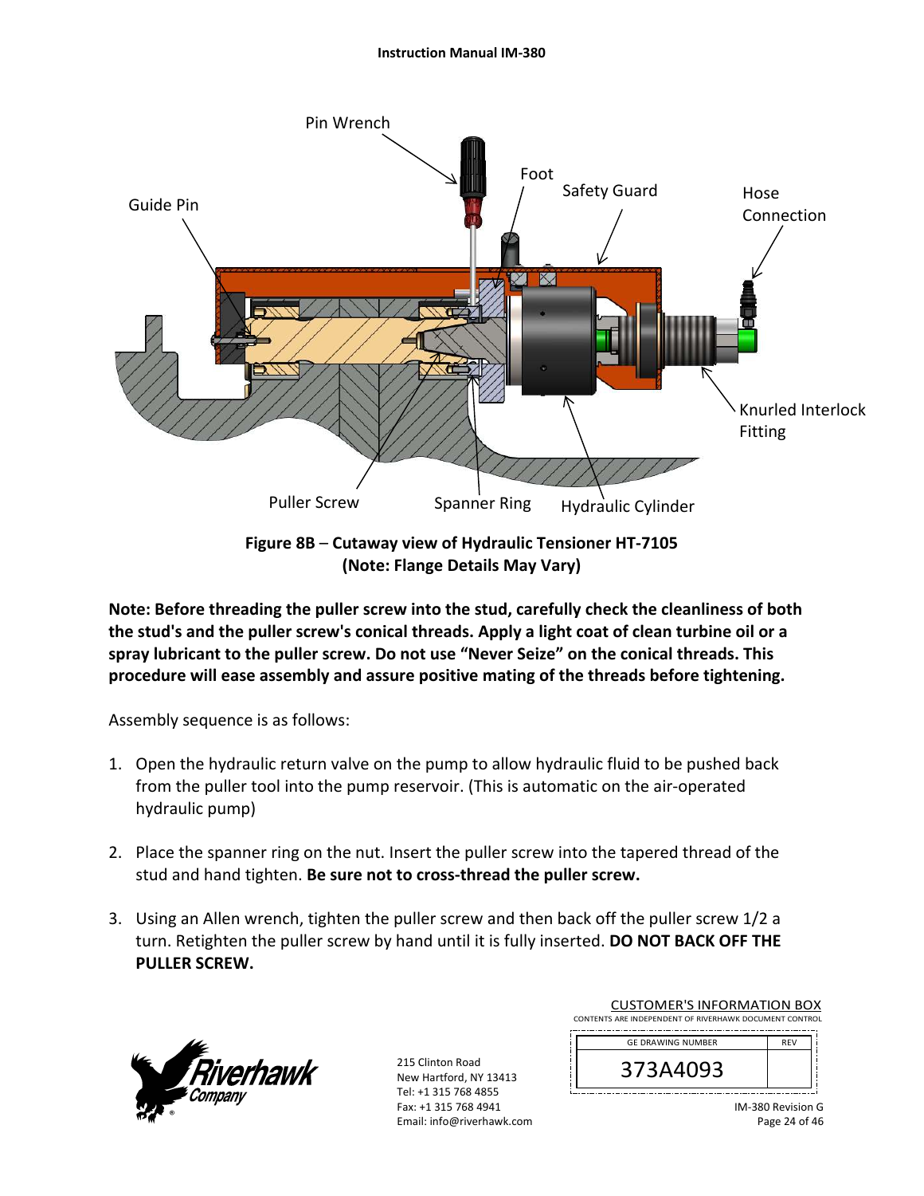Figure 8B – Cutaway view of Hydraulic Tensioner HT-7105
(Note: Flange Details May Vary)

**Note: Before threading the puller screw into the stud, carefully check the cleanliness of both the stud's and the puller screw's conical threads. Apply a light coat of clean turbine oil or a spray lubricant to the puller screw. Do not use "Never Seize" on the conical threads. This procedure will ease assembly and assure positive mating of the threads before tightening.**

Assembly sequence is as follows:

1. Open the hydraulic return valve on the pump to allow hydraulic fluid to be pushed back from the puller tool into the pump reservoir. (This is automatic on the air-operated hydraulic pump)

2. Place the spanner ring on the nut. Insert the puller screw into the tapered thread of the stud and hand tighten. **Be sure not to cross-thread the puller screw.**

3. Using an Allen wrench, tighten the puller screw and then back off the puller screw 1/2 a turn. Retighten the puller screw by hand until it is fully inserted. **DO NOT BACK OFF THE PULLER SCREW.**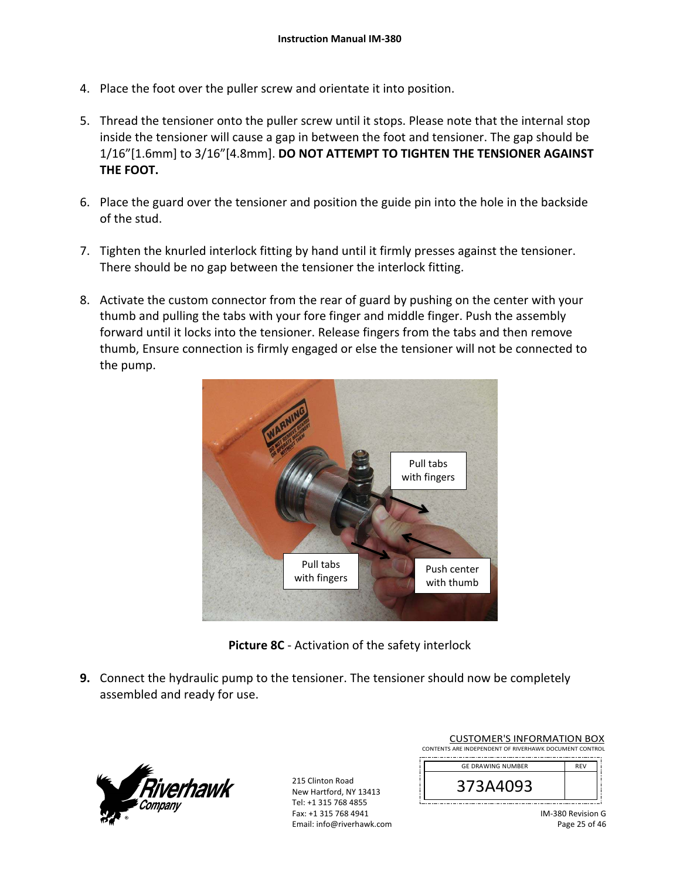4. Place the foot over the puller screw and orientate it into position.

5. Thread the tensioner onto the puller screw until it stops. Please note that the internal stop inside the tensioner will cause a gap in between the foot and tensioner. The gap should be 1/16"[1.6mm] to 3/16"[4.8mm]. **DO NOT ATTEMPT TO TIGHTEN THE TENSIONER AGAINST THE FOOT.**

6. Place the guard over the tensioner and position the guide pin into the hole in the backside of the stud.

7. Tighten the knurled interlock fitting by hand until it firmly presses against the tensioner. There should be no gap between the tensioner the interlock fitting.

8. Activate the custom connector from the rear of guard by pushing on the center with your thumb and pulling the tabs with your fore finger and middle finger. Push the assembly forward until it locks into the tensioner. Release fingers from the tabs and then remove thumb, Ensure connection is firmly engaged or else the tensioner will not be connected to the pump.

**Picture 8C** - Activation of the safety interlock

9. Connect the hydraulic pump to the tensioner. The tensioner should now be completely assembled and ready for use.

215 Clinton Road
New Hartford, NY 13413
Tel: +1 315 768 4855
Fax: +1 315 768 4941
Email: info@riverhawk.com

CUSTOMER'S INFORMATION BOX
CONTENTS ARE INDEPENDENT OF RIVERHAWK DOCUMENT CONTROL

| GE DRAWING NUMBER | REV |
|---|---|
| 373A4093 | |

IM-380 Revision G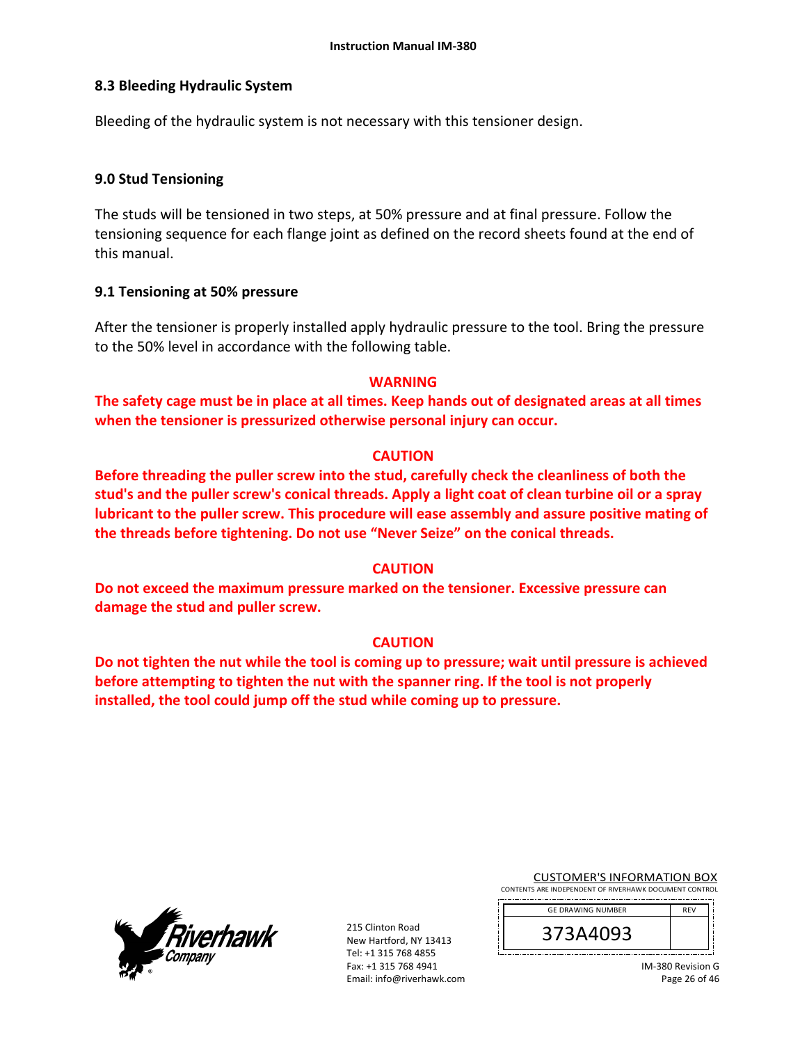## 8.3 Bleeding Hydraulic System

Bleeding of the hydraulic system is not necessary with this tensioner design.

## 9.0 Stud Tensioning

The studs will be tensioned in two steps, at 50% pressure and at final pressure. Follow the tensioning sequence for each flange joint as defined on the record sheets found at the end of this manual.

## 9.1 Tensioning at 50% pressure

After the tensioner is properly installed apply hydraulic pressure to the tool. Bring the pressure to the 50% level in accordance with the following table.

**WARNING**

**The safety cage must be in place at all times. Keep hands out of designated areas at all times when the tensioner is pressurized otherwise personal injury can occur.**

**CAUTION**

**Before threading the puller screw into the stud, carefully check the cleanliness of both the stud's and the puller screw's conical threads. Apply a light coat of clean turbine oil or a spray lubricant to the puller screw. This procedure will ease assembly and assure positive mating of the threads before tightening. Do not use "Never Seize" on the conical threads.**

**CAUTION**

**Do not exceed the maximum pressure marked on the tensioner. Excessive pressure can damage the stud and puller screw.**

**CAUTION**

**Do not tighten the nut while the tool is coming up to pressure; wait until pressure is achieved before attempting to tighten the nut with the spanner ring. If the tool is not properly installed, the tool could jump off the stud while coming up to pressure.**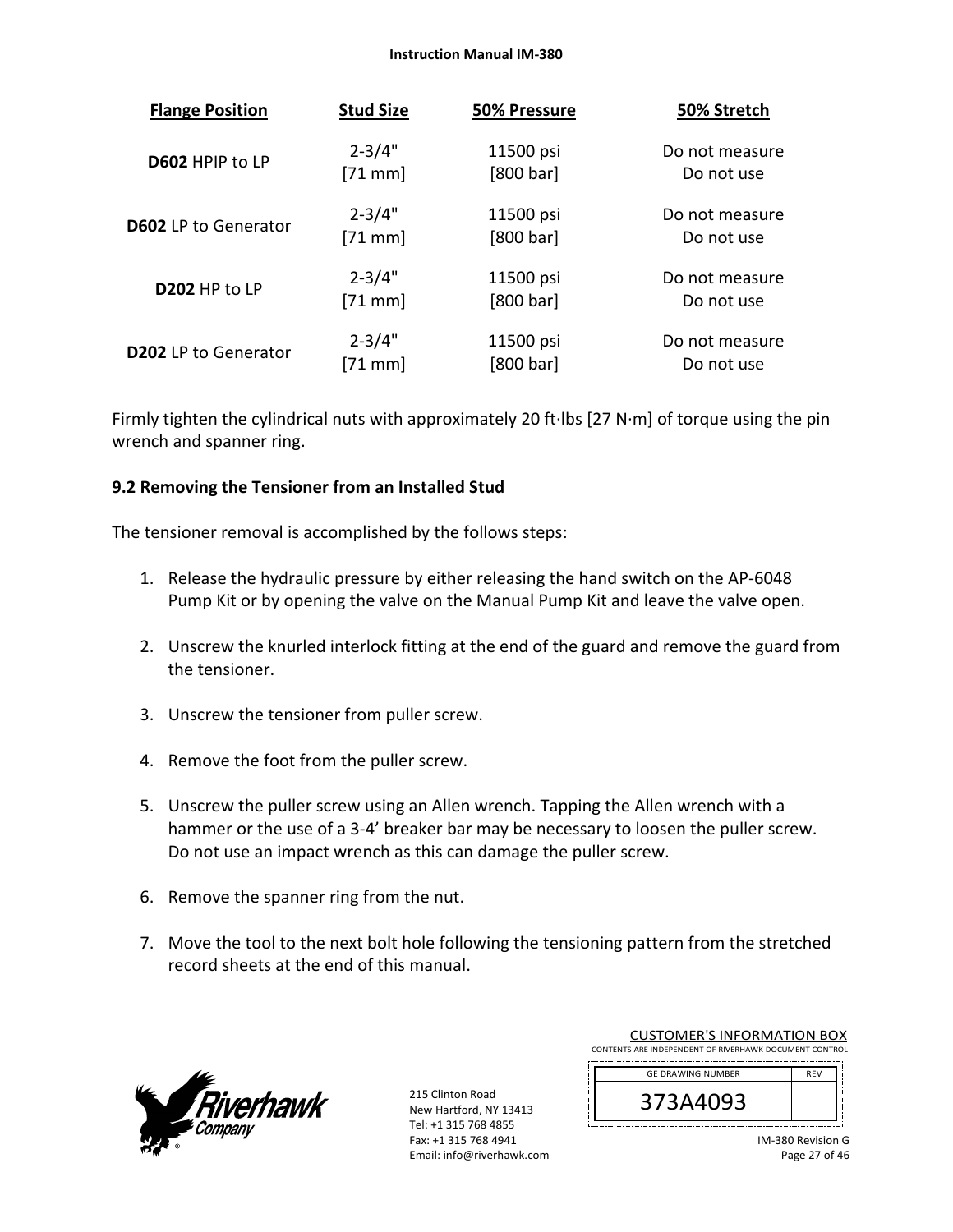| Flange Position | Stud Size | 50% Pressure | 50% Stretch |
|---|---|---|---|
| **D602** HPIP to LP | 2-3/4" [71 mm] | 11500 psi [800 bar] | Do not measure Do not use |
| **D602** LP to Generator | 2-3/4" [71 mm] | 11500 psi [800 bar] | Do not measure Do not use |
| **D202** HP to LP | 2-3/4" [71 mm] | 11500 psi [800 bar] | Do not measure Do not use |
| **D202** LP to Generator | 2-3/4" [71 mm] | 11500 psi [800 bar] | Do not measure Do not use |

Firmly tighten the cylindrical nuts with approximately 20 ft·lbs [27 N·m] of torque using the pin wrench and spanner ring.

**9.2 Removing the Tensioner from an Installed Stud**

The tensioner removal is accomplished by the follows steps:

1. Release the hydraulic pressure by either releasing the hand switch on the AP-6048 Pump Kit or by opening the valve on the Manual Pump Kit and leave the valve open.

2. Unscrew the knurled interlock fitting at the end of the guard and remove the guard from the tensioner.

3. Unscrew the tensioner from puller screw.

4. Remove the foot from the puller screw.

5. Unscrew the puller screw using an Allen wrench. Tapping the Allen wrench with a hammer or the use of a 3-4’ breaker bar may be necessary to loosen the puller screw. Do not use an impact wrench as this can damage the puller screw.

6. Remove the spanner ring from the nut.

7. Move the tool to the next bolt hole following the tensioning pattern from the stretched record sheets at the end of this manual.

215 Clinton Road
New Hartford, NY 13413
Tel: +1 315 768 4855
Fax: +1 315 768 4941
Email: info@riverhawk.com

CUSTOMER'S INFORMATION BOX
CONTENTS ARE INDEPENDENT OF RIVERHAWK DOCUMENT CONTROL

| GE DRAWING NUMBER | REV |
|---|---|
| 373A4093 | |

IM-380 Revision G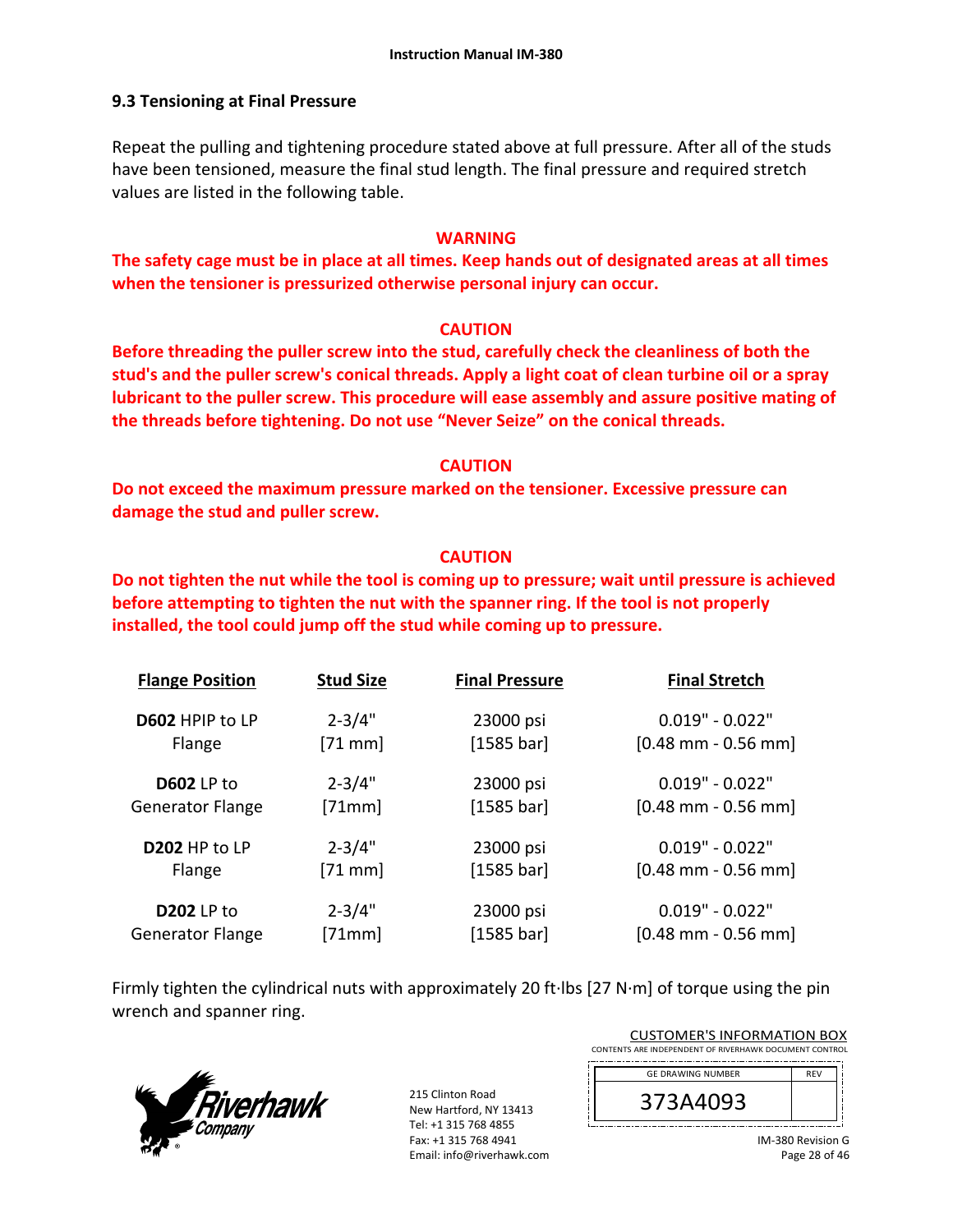## 9.3 Tensioning at Final Pressure

Repeat the pulling and tightening procedure stated above at full pressure. After all of the studs have been tensioned, measure the final stud length. The final pressure and required stretch values are listed in the following table.

**WARNING**

**The safety cage must be in place at all times. Keep hands out of designated areas at all times when the tensioner is pressurized otherwise personal injury can occur.**

**CAUTION**

**Before threading the puller screw into the stud, carefully check the cleanliness of both the stud's and the puller screw's conical threads. Apply a light coat of clean turbine oil or a spray lubricant to the puller screw. This procedure will ease assembly and assure positive mating of the threads before tightening. Do not use "Never Seize" on the conical threads.**

**CAUTION**

**Do not exceed the maximum pressure marked on the tensioner. Excessive pressure can damage the stud and puller screw.**

**CAUTION**

**Do not tighten the nut while the tool is coming up to pressure; wait until pressure is achieved before attempting to tighten the nut with the spanner ring. If the tool is not properly installed, the tool could jump off the stud while coming up to pressure.**

| Flange Position | Stud Size | Final Pressure | Final Stretch |
|---|---|---|---|
| **D602** HPIP to LP Flange | 2-3/4" [71 mm] | 23000 psi [1585 bar] | 0.019" - 0.022" [0.48 mm - 0.56 mm] |
| **D602** LP to Generator Flange | 2-3/4" [71mm] | 23000 psi [1585 bar] | 0.019" - 0.022" [0.48 mm - 0.56 mm] |
| **D202** HP to LP Flange | 2-3/4" [71 mm] | 23000 psi [1585 bar] | 0.019" - 0.022" [0.48 mm - 0.56 mm] |
| **D202** LP to Generator Flange | 2-3/4" [71mm] | 23000 psi [1585 bar] | 0.019" - 0.022" [0.48 mm - 0.56 mm] |

Firmly tighten the cylindrical nuts with approximately 20 ft·lbs [27 N·m] of torque using the pin wrench and spanner ring.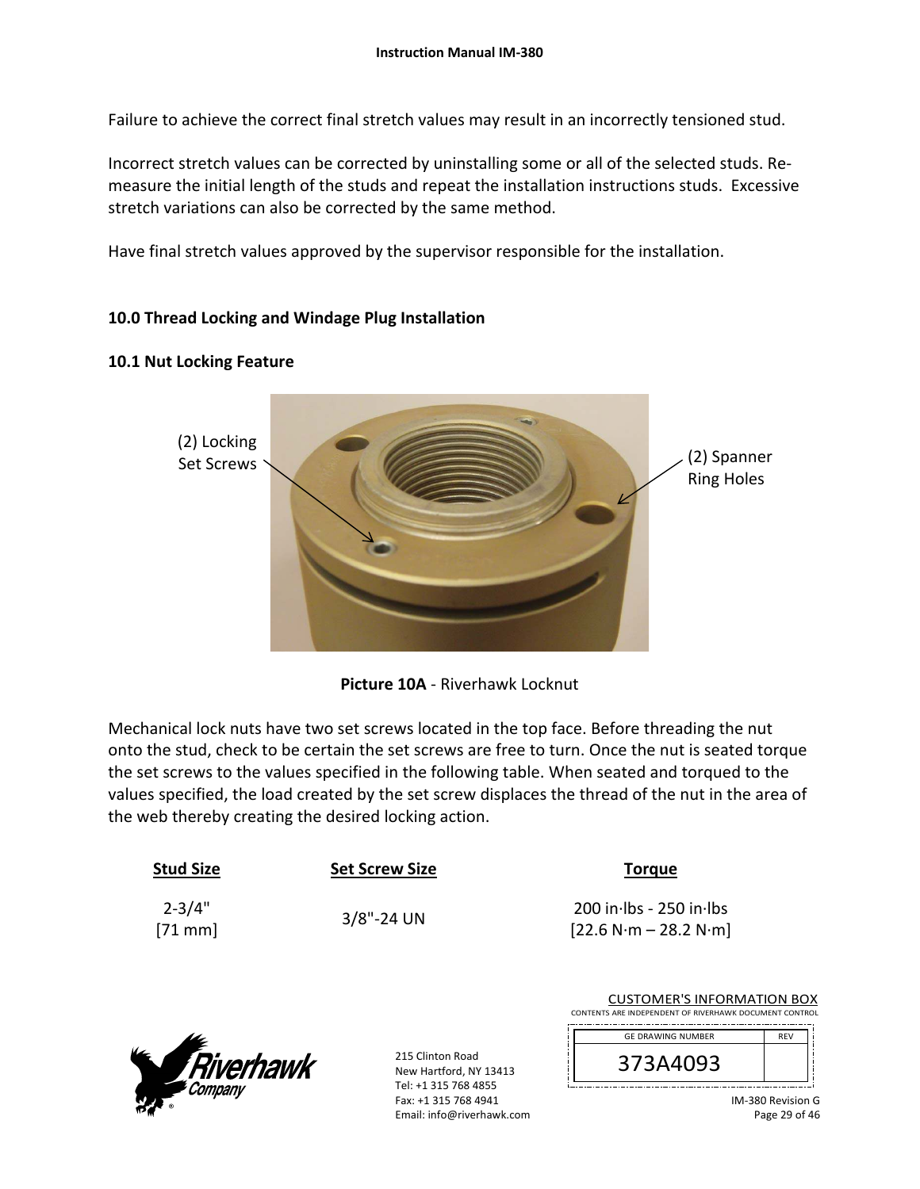Failure to achieve the correct final stretch values may result in an incorrectly tensioned stud.

Incorrect stretch values can be corrected by uninstalling some or all of the selected studs. Re-measure the initial length of the studs and repeat the installation instructions studs. Excessive stretch variations can also be corrected by the same method.

Have final stretch values approved by the supervisor responsible for the installation.

## 10.0 Thread Locking and Windage Plug Installation

### 10.1 Nut Locking Feature

(2) Locking Set Screws

(2) Spanner Ring Holes

**Picture 10A** - Riverhawk Locknut

Mechanical lock nuts have two set screws located in the top face. Before threading the nut onto the stud, check to be certain the set screws are free to turn. Once the nut is seated torque the set screws to the values specified in the following table. When seated and torqued to the values specified, the load created by the set screw displaces the thread of the nut in the area of the web thereby creating the desired locking action.

| Stud Size | Set Screw Size | Torque |
|---|---|---|
| 2-3/4" [71 mm] | 3/8"-24 UN | 200 in·lbs - 250 in·lbs [22.6 N·m – 28.2 N·m] |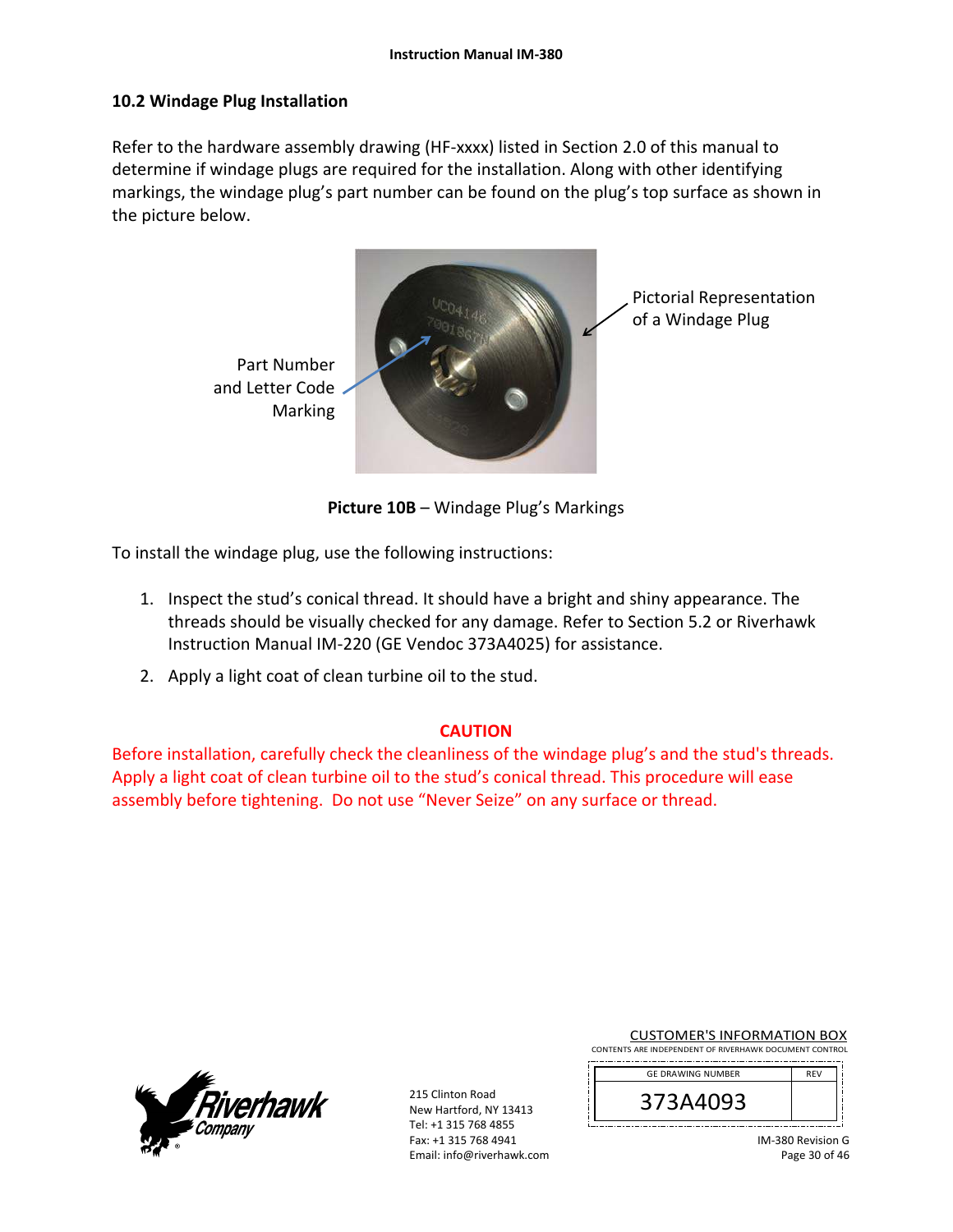## 10.2 Windage Plug Installation

Refer to the hardware assembly drawing (HF-xxxx) listed in Section 2.0 of this manual to determine if windage plugs are required for the installation. Along with other identifying markings, the windage plug's part number can be found on the plug's top surface as shown in the picture below.

Part Number and Letter Code Marking

Pictorial Representation of a Windage Plug

**Picture 10B** – Windage Plug's Markings

To install the windage plug, use the following instructions:

1. Inspect the stud's conical thread. It should have a bright and shiny appearance. The threads should be visually checked for any damage. Refer to Section 5.2 or Riverhawk Instruction Manual IM-220 (GE Vendoc 373A4025) for assistance.
2. Apply a light coat of clean turbine oil to the stud.

**CAUTION**

Before installation, carefully check the cleanliness of the windage plug's and the stud's threads. Apply a light coat of clean turbine oil to the stud's conical thread. This procedure will ease assembly before tightening. Do not use "Never Seize" on any surface or thread.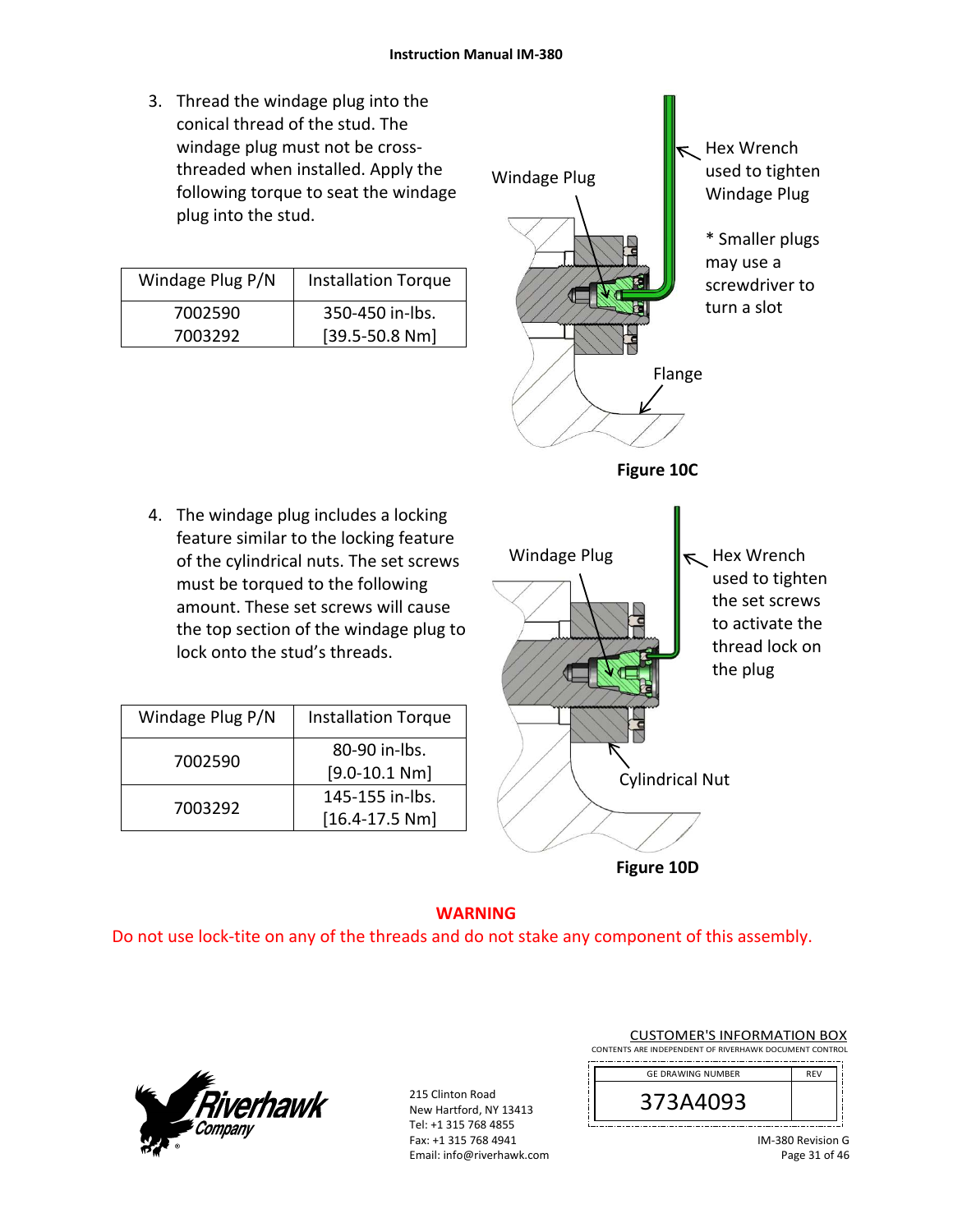3. Thread the windage plug into the conical thread of the stud. The windage plug must not be cross-threaded when installed. Apply the following torque to seat the windage plug into the stud.

| Windage Plug P/N | Installation Torque |
|---|---|
| 7002590<br>7003292 | 350-450 in-lbs.<br>[39.5-50.8 Nm] |

Windage Plug

Hex Wrench used to tighten Windage Plug

* Smaller plugs may use a screwdriver to turn a slot

Flange

**Figure 10C**

4. The windage plug includes a locking feature similar to the locking feature of the cylindrical nuts. The set screws must be torqued to the following amount. These set screws will cause the top section of the windage plug to lock onto the stud's threads.

| Windage Plug P/N | Installation Torque |
|---|---|
| 7002590 | 80-90 in-lbs.<br>[9.0-10.1 Nm] |
| 7003292 | 145-155 in-lbs.<br>[16.4-17.5 Nm] |

Windage Plug

Hex Wrench used to tighten the set screws to activate the thread lock on the plug

Cylindrical Nut

**Figure 10D**

**WARNING**

Do not use lock-tite on any of the threads and do not stake any component of this assembly.

215 Clinton Road
New Hartford, NY 13413
Tel: +1 315 768 4855
Fax: +1 315 768 4941
Email: info@riverhawk.com

CUSTOMER'S INFORMATION BOX
CONTENTS ARE INDEPENDENT OF RIVERHAWK DOCUMENT CONTROL

| GE DRAWING NUMBER | REV |
|---|---|
| 373A4093 | |

IM-380 Revision G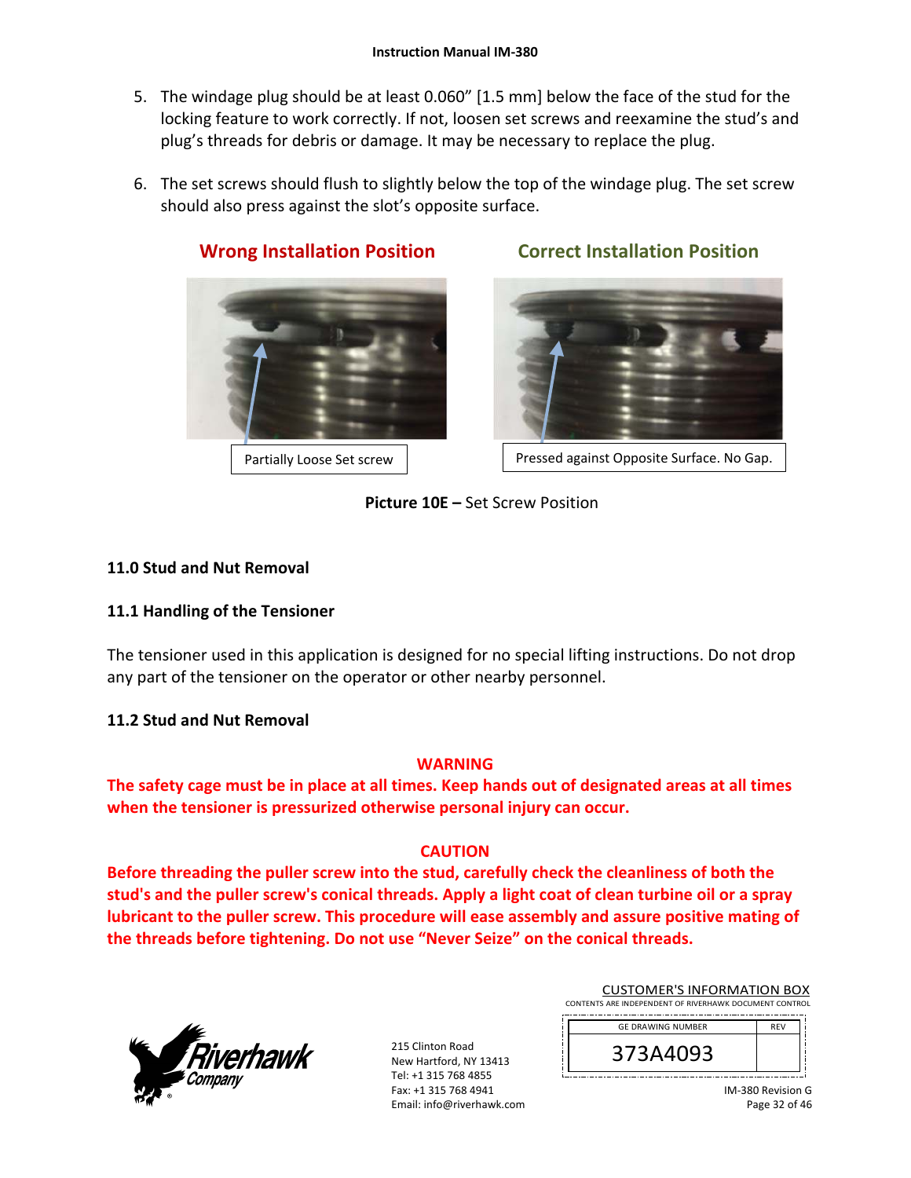5. The windage plug should be at least 0.060” [1.5 mm] below the face of the stud for the locking feature to work correctly. If not, loosen set screws and reexamine the stud’s and plug’s threads for debris or damage. It may be necessary to replace the plug.

6. The set screws should flush to slightly below the top of the windage plug. The set screw should also press against the slot’s opposite surface.

**Wrong Installation Position** — Partially Loose Set screw

**Correct Installation Position** — Pressed against Opposite Surface. No Gap.

**Picture 10E –** Set Screw Position

## 11.0 Stud and Nut Removal

### 11.1 Handling of the Tensioner

The tensioner used in this application is designed for no special lifting instructions. Do not drop any part of the tensioner on the operator or other nearby personnel.

### 11.2 Stud and Nut Removal

**WARNING**

**The safety cage must be in place at all times. Keep hands out of designated areas at all times when the tensioner is pressurized otherwise personal injury can occur.**

**CAUTION**

**Before threading the puller screw into the stud, carefully check the cleanliness of both the stud's and the puller screw's conical threads. Apply a light coat of clean turbine oil or a spray lubricant to the puller screw. This procedure will ease assembly and assure positive mating of the threads before tightening. Do not use “Never Seize” on the conical threads.**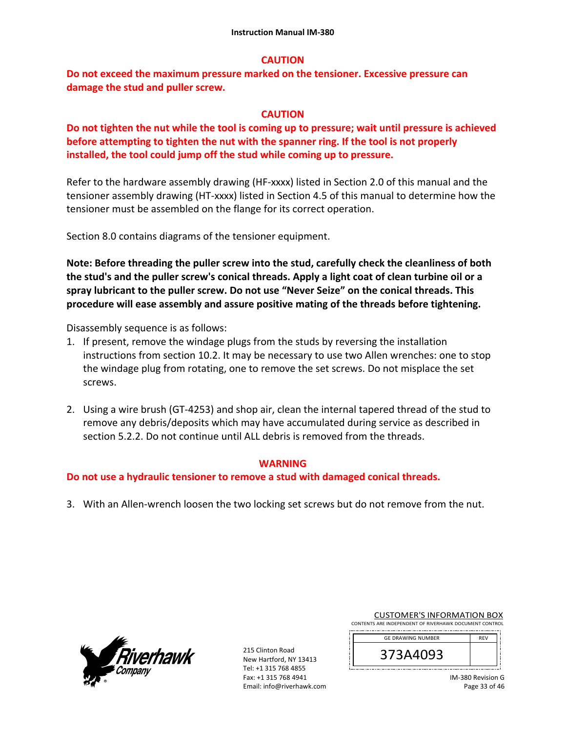**CAUTION**

**Do not exceed the maximum pressure marked on the tensioner. Excessive pressure can damage the stud and puller screw.**

**CAUTION**

**Do not tighten the nut while the tool is coming up to pressure; wait until pressure is achieved before attempting to tighten the nut with the spanner ring. If the tool is not properly installed, the tool could jump off the stud while coming up to pressure.**

Refer to the hardware assembly drawing (HF-xxxx) listed in Section 2.0 of this manual and the tensioner assembly drawing (HT-xxxx) listed in Section 4.5 of this manual to determine how the tensioner must be assembled on the flange for its correct operation.

Section 8.0 contains diagrams of the tensioner equipment.

**Note: Before threading the puller screw into the stud, carefully check the cleanliness of both the stud's and the puller screw's conical threads. Apply a light coat of clean turbine oil or a spray lubricant to the puller screw. Do not use "Never Seize" on the conical threads. This procedure will ease assembly and assure positive mating of the threads before tightening.**

Disassembly sequence is as follows:

1. If present, remove the windage plugs from the studs by reversing the installation instructions from section 10.2. It may be necessary to use two Allen wrenches: one to stop the windage plug from rotating, one to remove the set screws. Do not misplace the set screws.

2. Using a wire brush (GT-4253) and shop air, clean the internal tapered thread of the stud to remove any debris/deposits which may have accumulated during service as described in section 5.2.2. Do not continue until ALL debris is removed from the threads.

**WARNING**

**Do not use a hydraulic tensioner to remove a stud with damaged conical threads.**

3. With an Allen-wrench loosen the two locking set screws but do not remove from the nut.

215 Clinton Road
New Hartford, NY 13413
Tel: +1 315 768 4855
Fax: +1 315 768 4941
Email: info@riverhawk.com

CUSTOMER'S INFORMATION BOX
CONTENTS ARE INDEPENDENT OF RIVERHAWK DOCUMENT CONTROL

| GE DRAWING NUMBER | REV |
|---|---|
| 373A4093 | |

IM-380 Revision G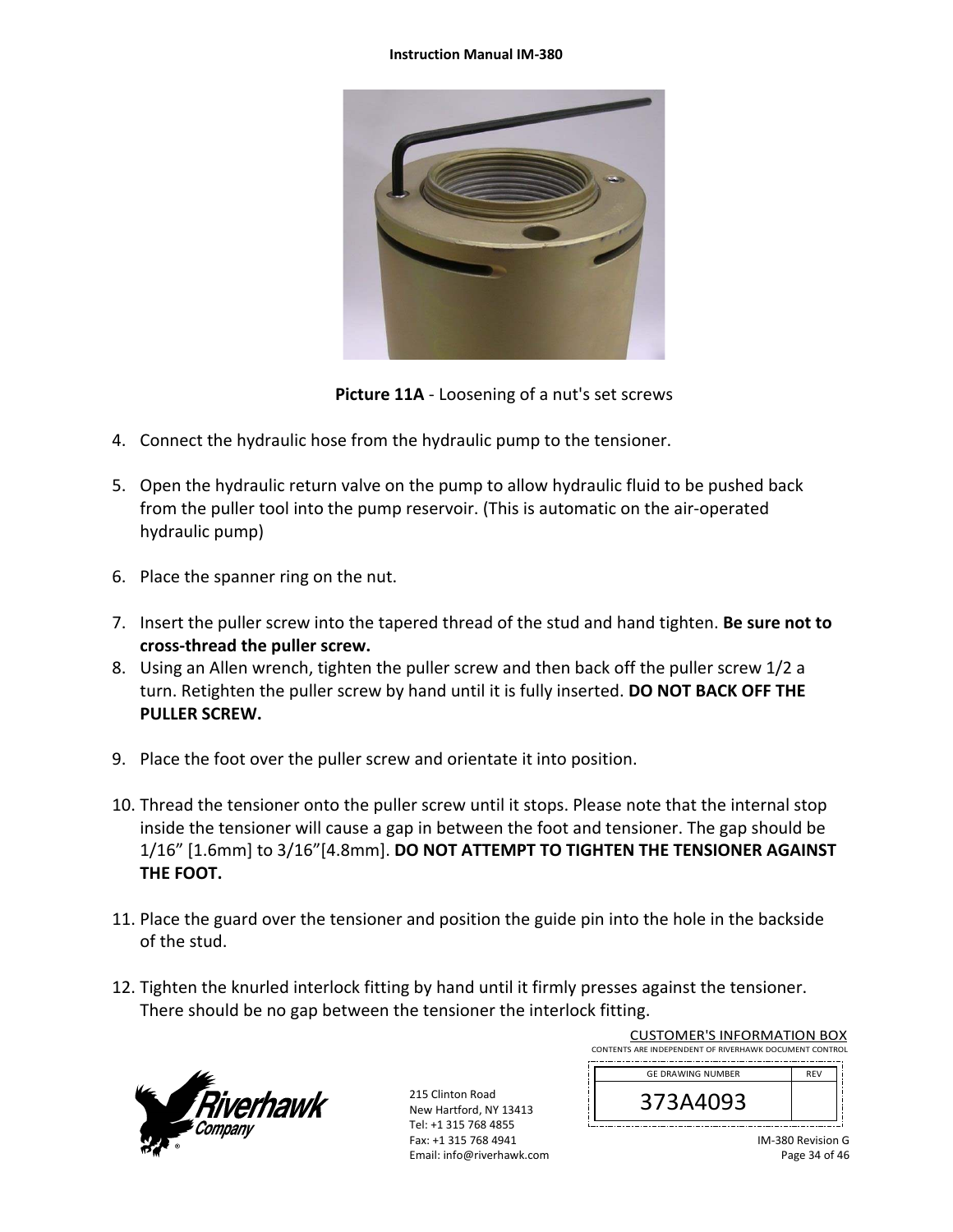**Picture 11A** - Loosening of a nut's set screws

4. Connect the hydraulic hose from the hydraulic pump to the tensioner.

5. Open the hydraulic return valve on the pump to allow hydraulic fluid to be pushed back from the puller tool into the pump reservoir. (This is automatic on the air-operated hydraulic pump)

6. Place the spanner ring on the nut.

7. Insert the puller screw into the tapered thread of the stud and hand tighten. **Be sure not to cross-thread the puller screw.**
8. Using an Allen wrench, tighten the puller screw and then back off the puller screw 1/2 a turn. Retighten the puller screw by hand until it is fully inserted. **DO NOT BACK OFF THE PULLER SCREW.**

9. Place the foot over the puller screw and orientate it into position.

10. Thread the tensioner onto the puller screw until it stops. Please note that the internal stop inside the tensioner will cause a gap in between the foot and tensioner. The gap should be 1/16" [1.6mm] to 3/16"[4.8mm]. **DO NOT ATTEMPT TO TIGHTEN THE TENSIONER AGAINST THE FOOT.**

11. Place the guard over the tensioner and position the guide pin into the hole in the backside of the stud.

12. Tighten the knurled interlock fitting by hand until it firmly presses against the tensioner. There should be no gap between the tensioner the interlock fitting.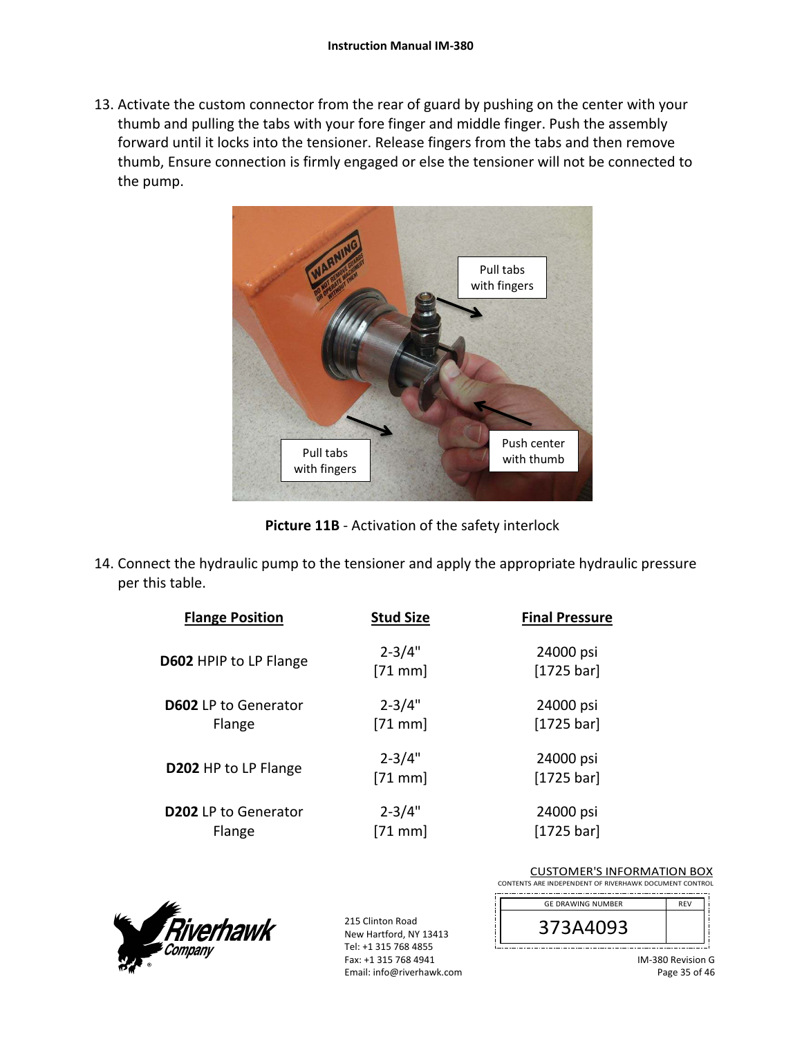13. Activate the custom connector from the rear of guard by pushing on the center with your thumb and pulling the tabs with your fore finger and middle finger. Push the assembly forward until it locks into the tensioner. Release fingers from the tabs and then remove thumb, Ensure connection is firmly engaged or else the tensioner will not be connected to the pump.

**Picture 11B** - Activation of the safety interlock

14. Connect the hydraulic pump to the tensioner and apply the appropriate hydraulic pressure per this table.

| Flange Position | Stud Size | Final Pressure |
|---|---|---|
| **D602** HPIP to LP Flange | 2-3/4" [71 mm] | 24000 psi [1725 bar] |
| **D602** LP to Generator Flange | 2-3/4" [71 mm] | 24000 psi [1725 bar] |
| **D202** HP to LP Flange | 2-3/4" [71 mm] | 24000 psi [1725 bar] |
| **D202** LP to Generator Flange | 2-3/4" [71 mm] | 24000 psi [1725 bar] |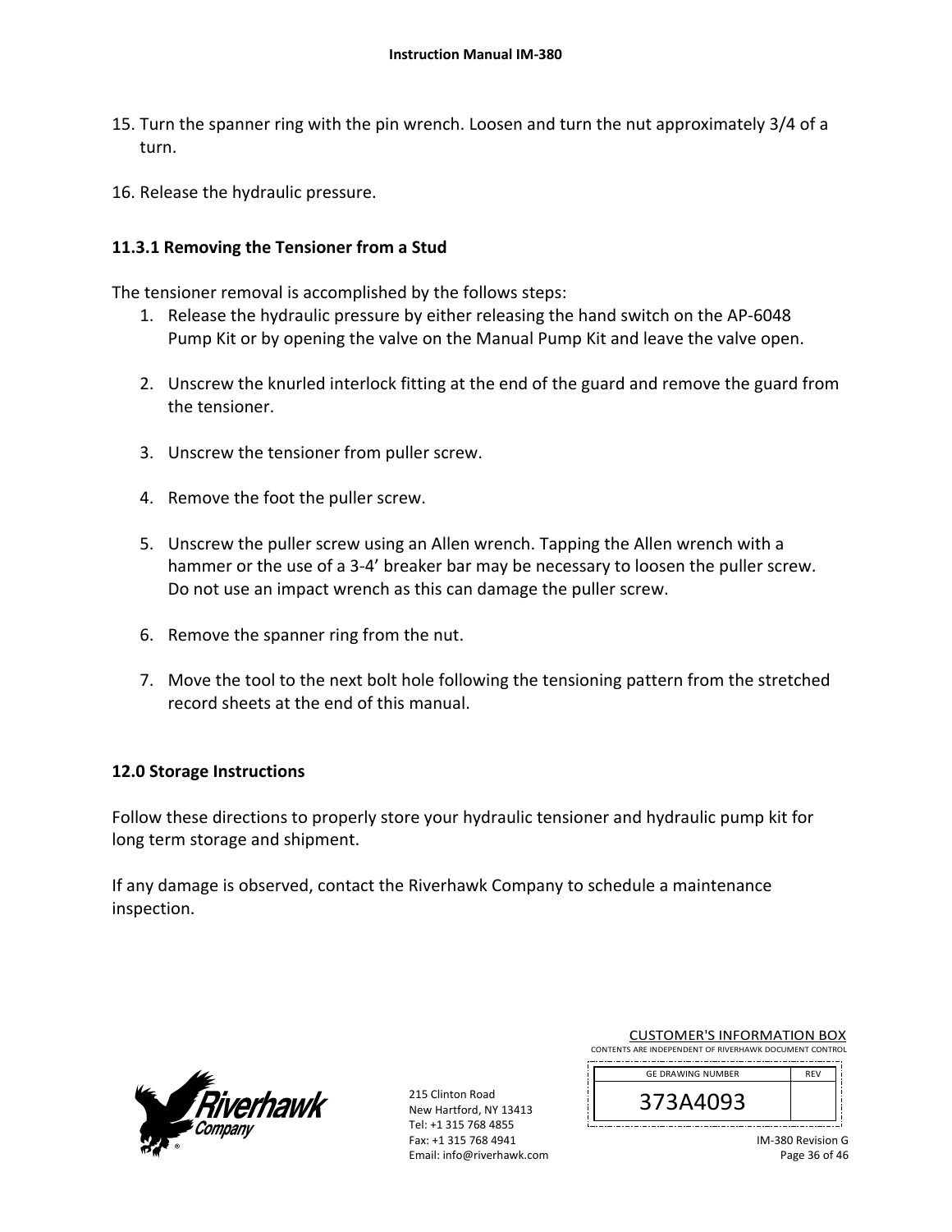15. Turn the spanner ring with the pin wrench. Loosen and turn the nut approximately 3/4 of a turn.

16. Release the hydraulic pressure.

### 11.3.1 Removing the Tensioner from a Stud

The tensioner removal is accomplished by the follows steps:

1. Release the hydraulic pressure by either releasing the hand switch on the AP-6048 Pump Kit or by opening the valve on the Manual Pump Kit and leave the valve open.

2. Unscrew the knurled interlock fitting at the end of the guard and remove the guard from the tensioner.

3. Unscrew the tensioner from puller screw.

4. Remove the foot the puller screw.

5. Unscrew the puller screw using an Allen wrench. Tapping the Allen wrench with a hammer or the use of a 3-4' breaker bar may be necessary to loosen the puller screw. Do not use an impact wrench as this can damage the puller screw.

6. Remove the spanner ring from the nut.

7. Move the tool to the next bolt hole following the tensioning pattern from the stretched record sheets at the end of this manual.

## 12.0 Storage Instructions

Follow these directions to properly store your hydraulic tensioner and hydraulic pump kit for long term storage and shipment.

If any damage is observed, contact the Riverhawk Company to schedule a maintenance inspection.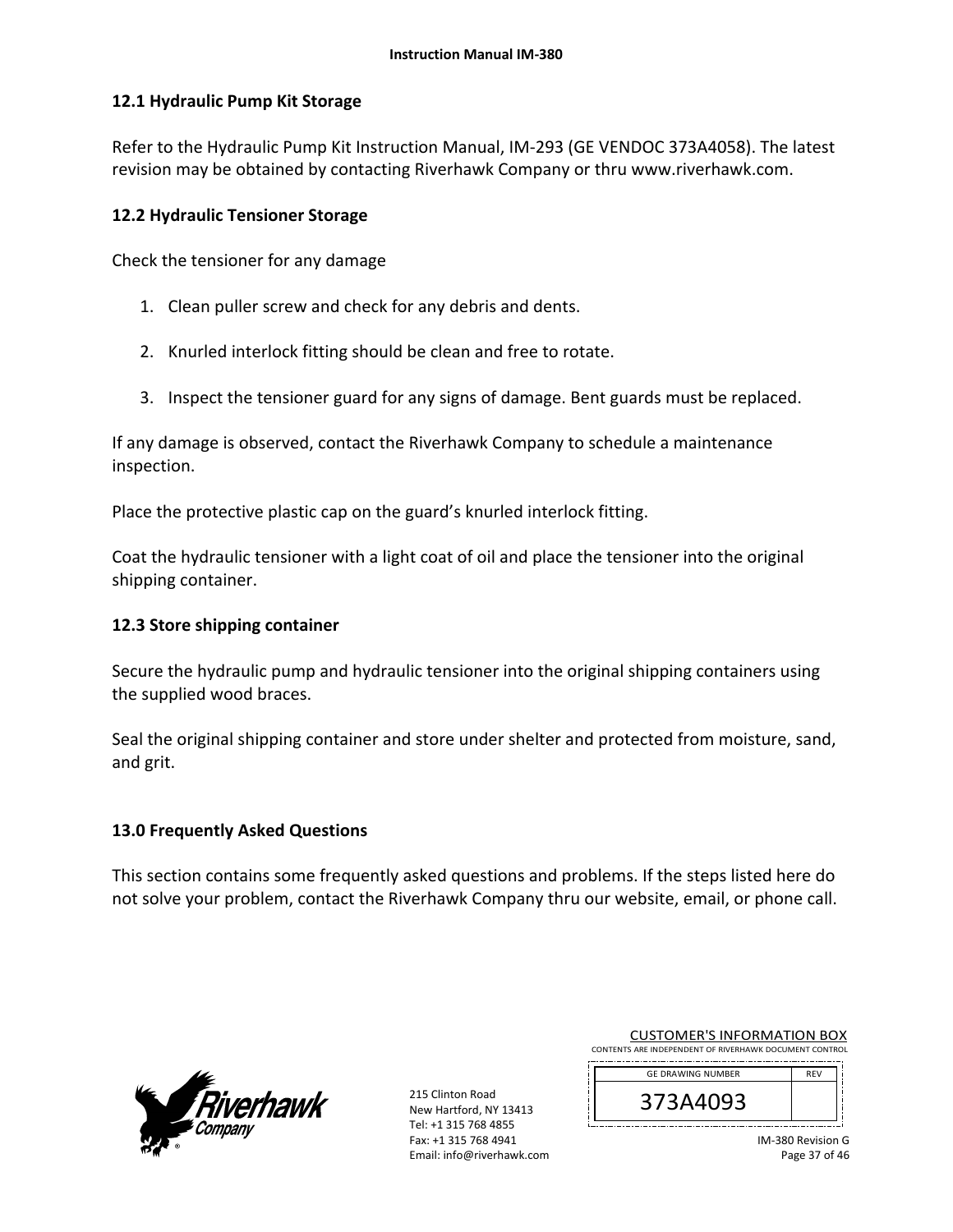## 12.1 Hydraulic Pump Kit Storage

Refer to the Hydraulic Pump Kit Instruction Manual, IM-293 (GE VENDOC 373A4058). The latest revision may be obtained by contacting Riverhawk Company or thru www.riverhawk.com.

## 12.2 Hydraulic Tensioner Storage

Check the tensioner for any damage

1. Clean puller screw and check for any debris and dents.
2. Knurled interlock fitting should be clean and free to rotate.
3. Inspect the tensioner guard for any signs of damage. Bent guards must be replaced.

If any damage is observed, contact the Riverhawk Company to schedule a maintenance inspection.

Place the protective plastic cap on the guard's knurled interlock fitting.

Coat the hydraulic tensioner with a light coat of oil and place the tensioner into the original shipping container.

## 12.3 Store shipping container

Secure the hydraulic pump and hydraulic tensioner into the original shipping containers using the supplied wood braces.

Seal the original shipping container and store under shelter and protected from moisture, sand, and grit.

# 13.0 Frequently Asked Questions

This section contains some frequently asked questions and problems. If the steps listed here do not solve your problem, contact the Riverhawk Company thru our website, email, or phone call.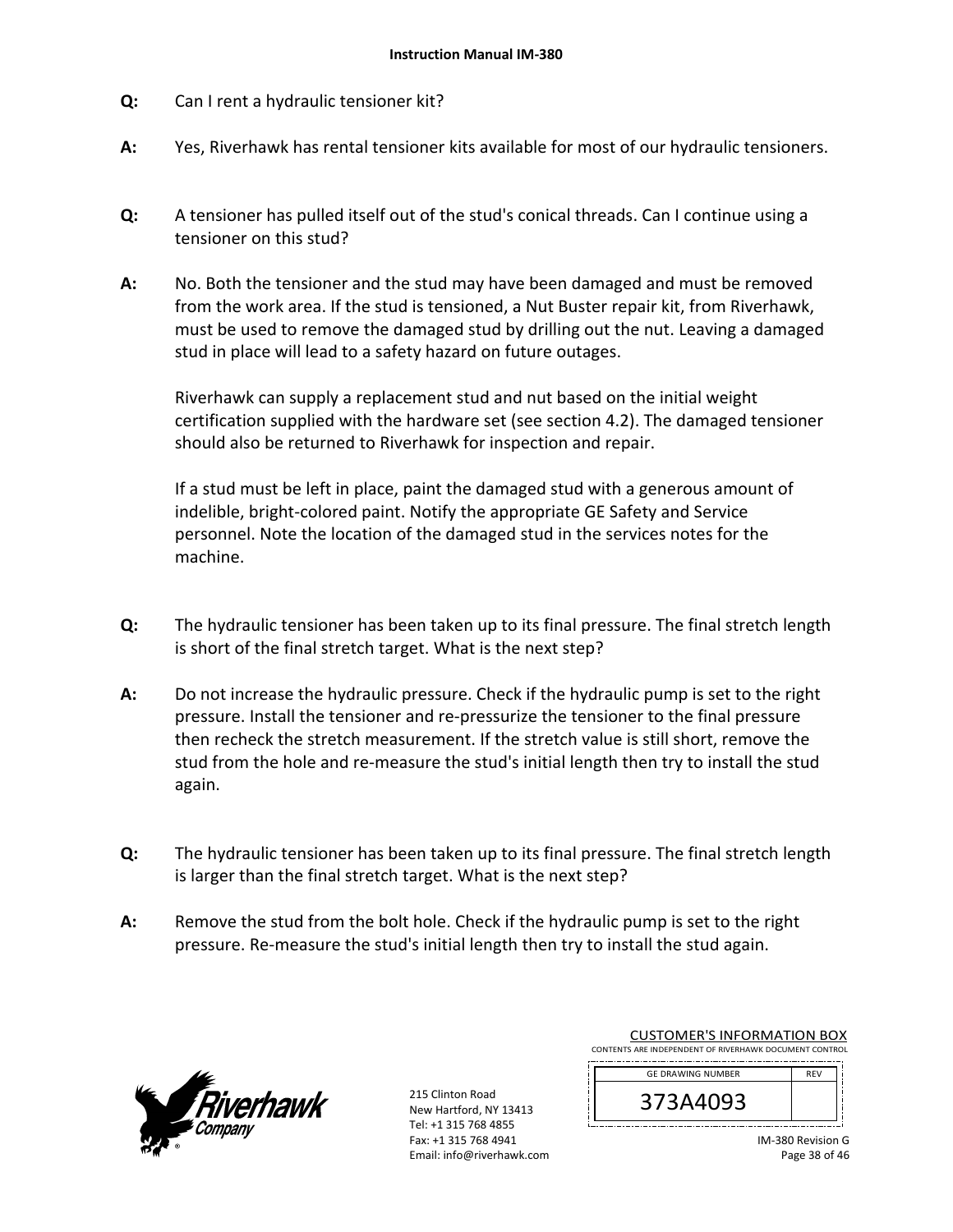**Q:** Can I rent a hydraulic tensioner kit?

**A:** Yes, Riverhawk has rental tensioner kits available for most of our hydraulic tensioners.

**Q:** A tensioner has pulled itself out of the stud's conical threads. Can I continue using a tensioner on this stud?

**A:** No. Both the tensioner and the stud may have been damaged and must be removed from the work area. If the stud is tensioned, a Nut Buster repair kit, from Riverhawk, must be used to remove the damaged stud by drilling out the nut. Leaving a damaged stud in place will lead to a safety hazard on future outages.

Riverhawk can supply a replacement stud and nut based on the initial weight certification supplied with the hardware set (see section 4.2). The damaged tensioner should also be returned to Riverhawk for inspection and repair.

If a stud must be left in place, paint the damaged stud with a generous amount of indelible, bright-colored paint. Notify the appropriate GE Safety and Service personnel. Note the location of the damaged stud in the services notes for the machine.

**Q:** The hydraulic tensioner has been taken up to its final pressure. The final stretch length is short of the final stretch target. What is the next step?

**A:** Do not increase the hydraulic pressure. Check if the hydraulic pump is set to the right pressure. Install the tensioner and re-pressurize the tensioner to the final pressure then recheck the stretch measurement. If the stretch value is still short, remove the stud from the hole and re-measure the stud's initial length then try to install the stud again.

**Q:** The hydraulic tensioner has been taken up to its final pressure. The final stretch length is larger than the final stretch target. What is the next step?

**A:** Remove the stud from the bolt hole. Check if the hydraulic pump is set to the right pressure. Re-measure the stud's initial length then try to install the stud again.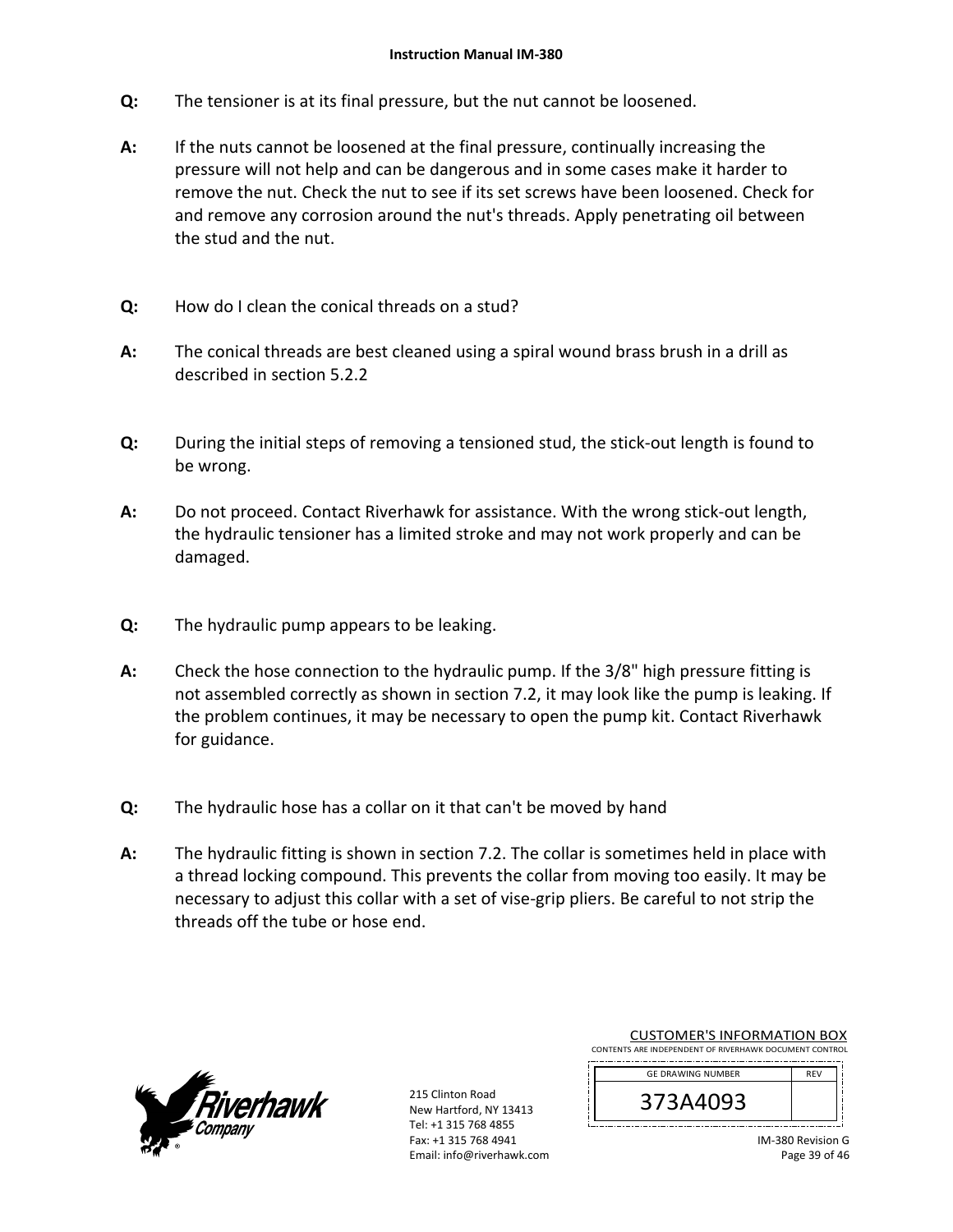**Q:** The tensioner is at its final pressure, but the nut cannot be loosened.

**A:** If the nuts cannot be loosened at the final pressure, continually increasing the pressure will not help and can be dangerous and in some cases make it harder to remove the nut. Check the nut to see if its set screws have been loosened. Check for and remove any corrosion around the nut's threads. Apply penetrating oil between the stud and the nut.

**Q:** How do I clean the conical threads on a stud?

**A:** The conical threads are best cleaned using a spiral wound brass brush in a drill as described in section 5.2.2

**Q:** During the initial steps of removing a tensioned stud, the stick-out length is found to be wrong.

**A:** Do not proceed. Contact Riverhawk for assistance. With the wrong stick-out length, the hydraulic tensioner has a limited stroke and may not work properly and can be damaged.

**Q:** The hydraulic pump appears to be leaking.

**A:** Check the hose connection to the hydraulic pump. If the 3/8" high pressure fitting is not assembled correctly as shown in section 7.2, it may look like the pump is leaking. If the problem continues, it may be necessary to open the pump kit. Contact Riverhawk for guidance.

**Q:** The hydraulic hose has a collar on it that can't be moved by hand

**A:** The hydraulic fitting is shown in section 7.2. The collar is sometimes held in place with a thread locking compound. This prevents the collar from moving too easily. It may be necessary to adjust this collar with a set of vise-grip pliers. Be careful to not strip the threads off the tube or hose end.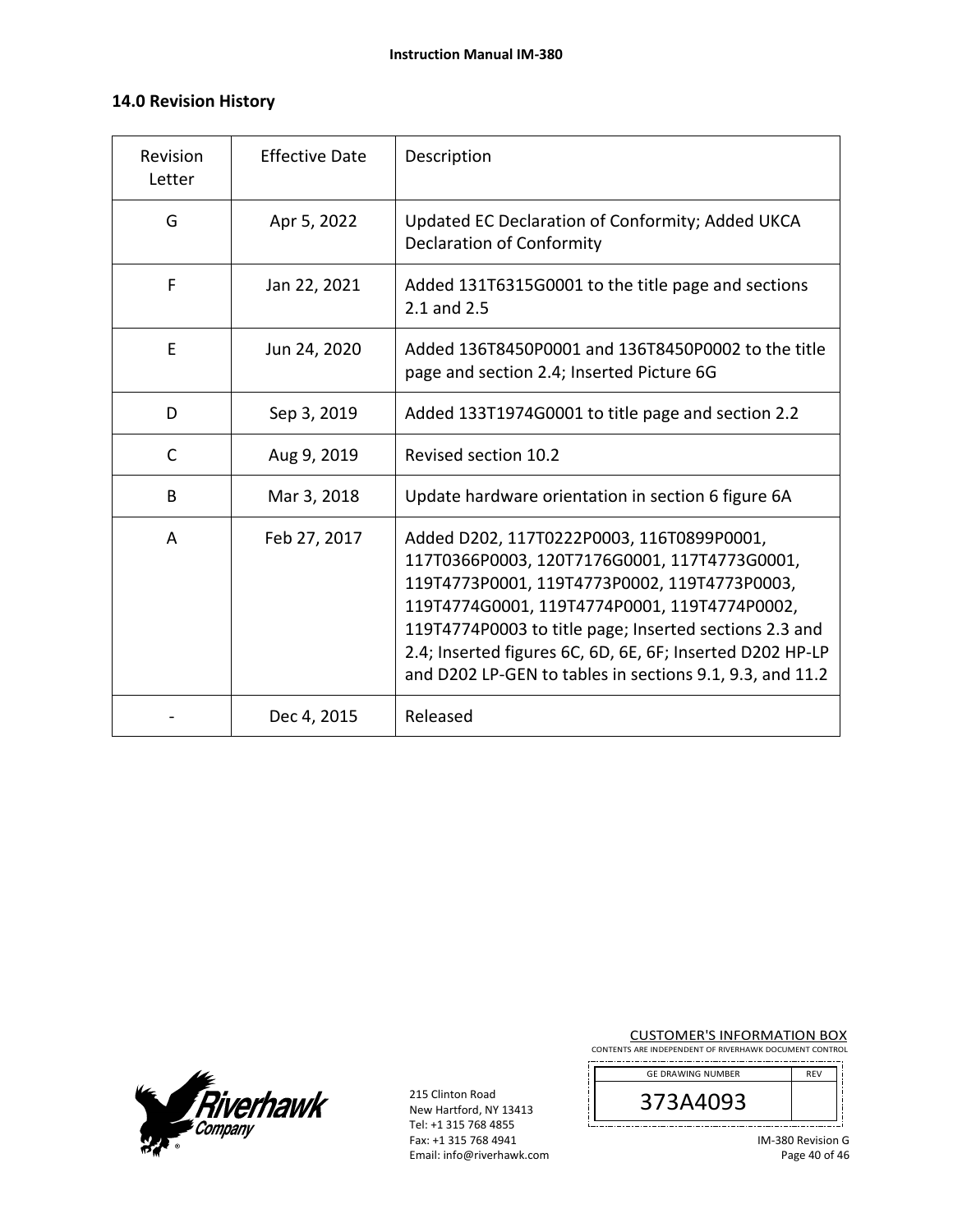## 14.0 Revision History

| Revision Letter | Effective Date | Description |
|---|---|---|
| G | Apr 5, 2022 | Updated EC Declaration of Conformity; Added UKCA Declaration of Conformity |
| F | Jan 22, 2021 | Added 131T6315G0001 to the title page and sections 2.1 and 2.5 |
| E | Jun 24, 2020 | Added 136T8450P0001 and 136T8450P0002 to the title page and section 2.4; Inserted Picture 6G |
| D | Sep 3, 2019 | Added 133T1974G0001 to title page and section 2.2 |
| C | Aug 9, 2019 | Revised section 10.2 |
| B | Mar 3, 2018 | Update hardware orientation in section 6 figure 6A |
| A | Feb 27, 2017 | Added D202, 117T0222P0003, 116T0899P0001, 117T0366P0003, 120T7176G0001, 117T4773G0001, 119T4773P0001, 119T4773P0002, 119T4773P0003, 119T4774G0001, 119T4774P0001, 119T4774P0002, 119T4774P0003 to title page; Inserted sections 2.3 and 2.4; Inserted figures 6C, 6D, 6E, 6F; Inserted D202 HP-LP and D202 LP-GEN to tables in sections 9.1, 9.3, and 11.2 |
| - | Dec 4, 2015 | Released |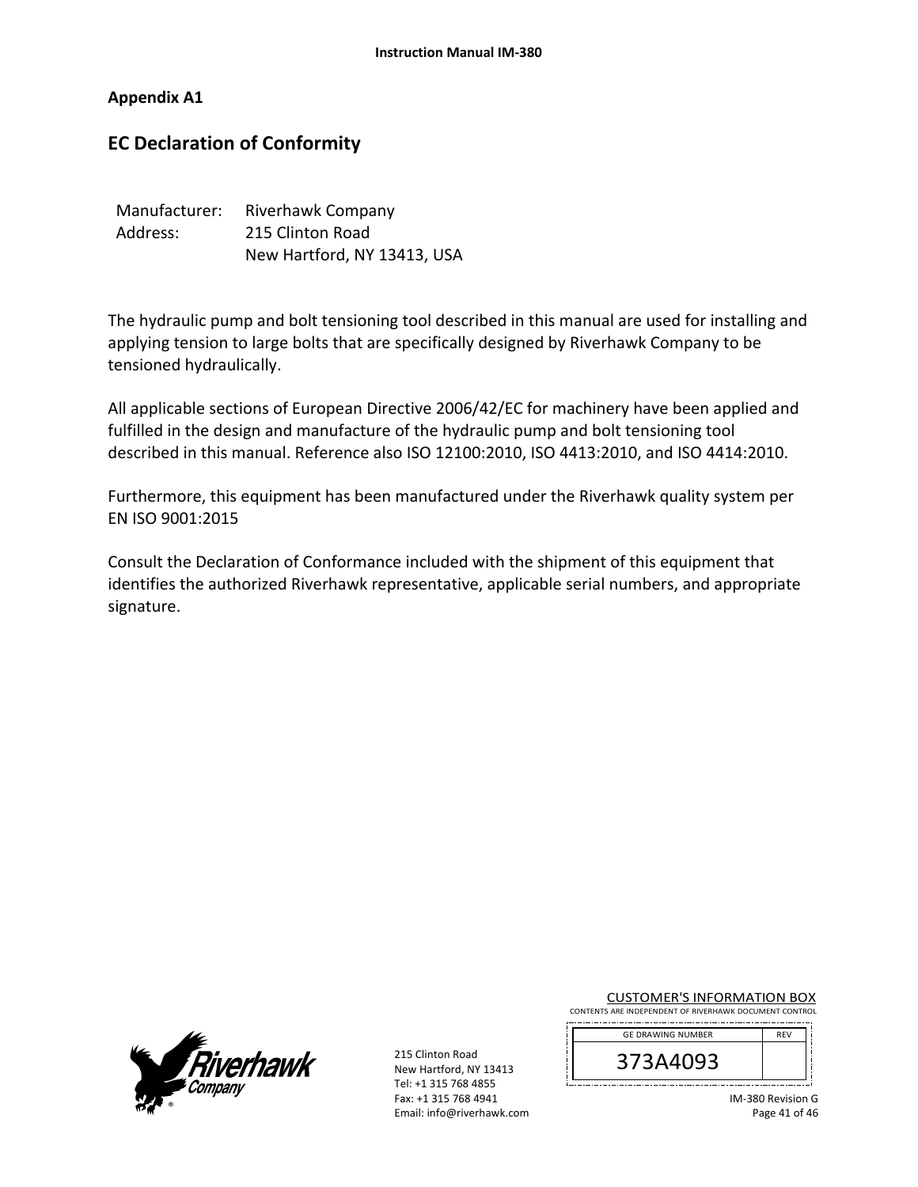## Appendix A1

# EC Declaration of Conformity

| | |
|---|---|
| Manufacturer: | Riverhawk Company |
| Address: | 215 Clinton Road |
| | New Hartford, NY 13413, USA |

The hydraulic pump and bolt tensioning tool described in this manual are used for installing and applying tension to large bolts that are specifically designed by Riverhawk Company to be tensioned hydraulically.

All applicable sections of European Directive 2006/42/EC for machinery have been applied and fulfilled in the design and manufacture of the hydraulic pump and bolt tensioning tool described in this manual. Reference also ISO 12100:2010, ISO 4413:2010, and ISO 4414:2010.

Furthermore, this equipment has been manufactured under the Riverhawk quality system per EN ISO 9001:2015

Consult the Declaration of Conformance included with the shipment of this equipment that identifies the authorized Riverhawk representative, applicable serial numbers, and appropriate signature.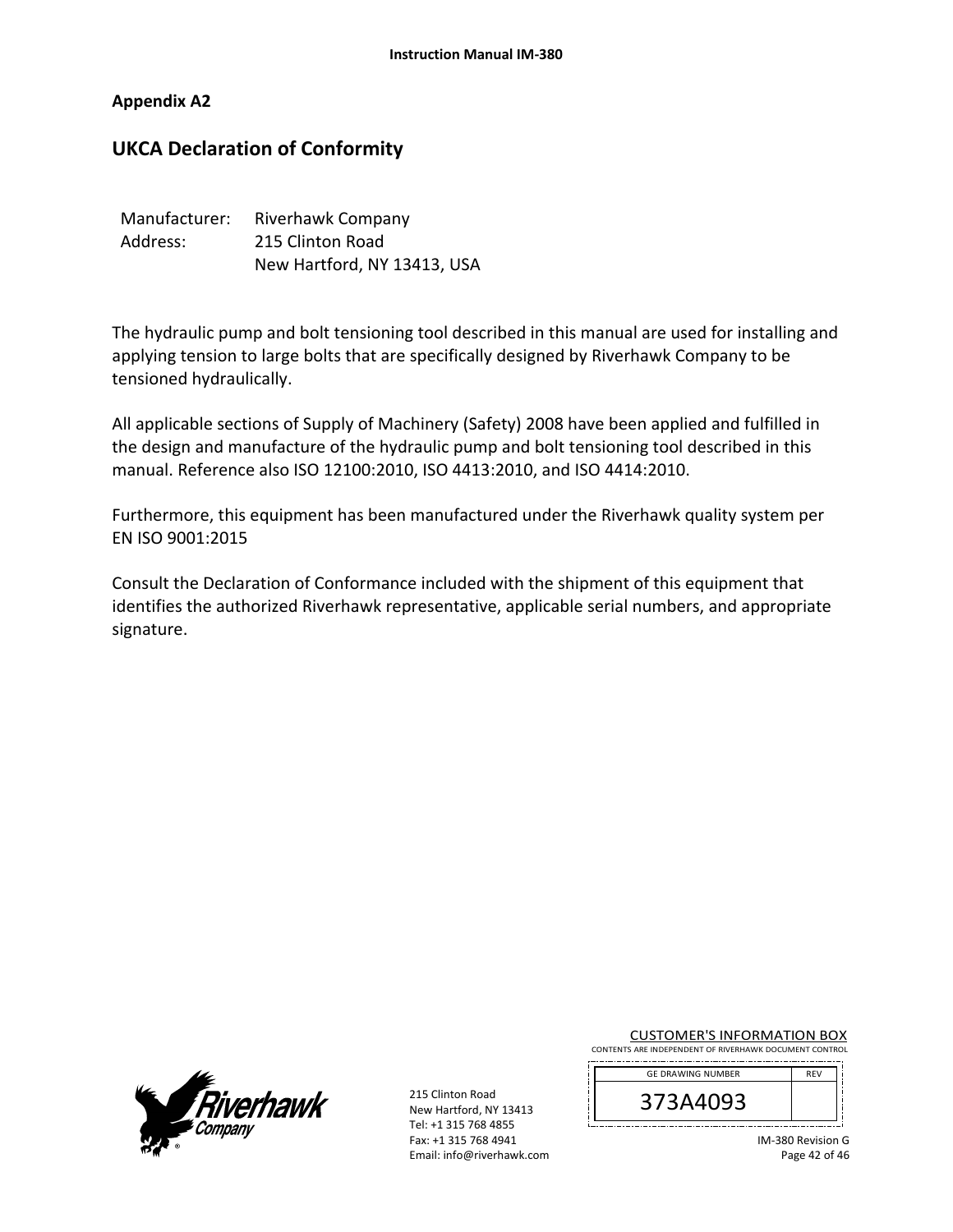Appendix A2

## UKCA Declaration of Conformity

| | |
|---|---|
| Manufacturer: | Riverhawk Company |
| Address: | 215 Clinton Road |
| | New Hartford, NY 13413, USA |

The hydraulic pump and bolt tensioning tool described in this manual are used for installing and applying tension to large bolts that are specifically designed by Riverhawk Company to be tensioned hydraulically.

All applicable sections of Supply of Machinery (Safety) 2008 have been applied and fulfilled in the design and manufacture of the hydraulic pump and bolt tensioning tool described in this manual. Reference also ISO 12100:2010, ISO 4413:2010, and ISO 4414:2010.

Furthermore, this equipment has been manufactured under the Riverhawk quality system per EN ISO 9001:2015

Consult the Declaration of Conformance included with the shipment of this equipment that identifies the authorized Riverhawk representative, applicable serial numbers, and appropriate signature.

CUSTOMER'S INFORMATION BOX
CONTENTS ARE INDEPENDENT OF RIVERHAWK DOCUMENT CONTROL

| GE DRAWING NUMBER | REV |
|---|---|
| 373A4093 | |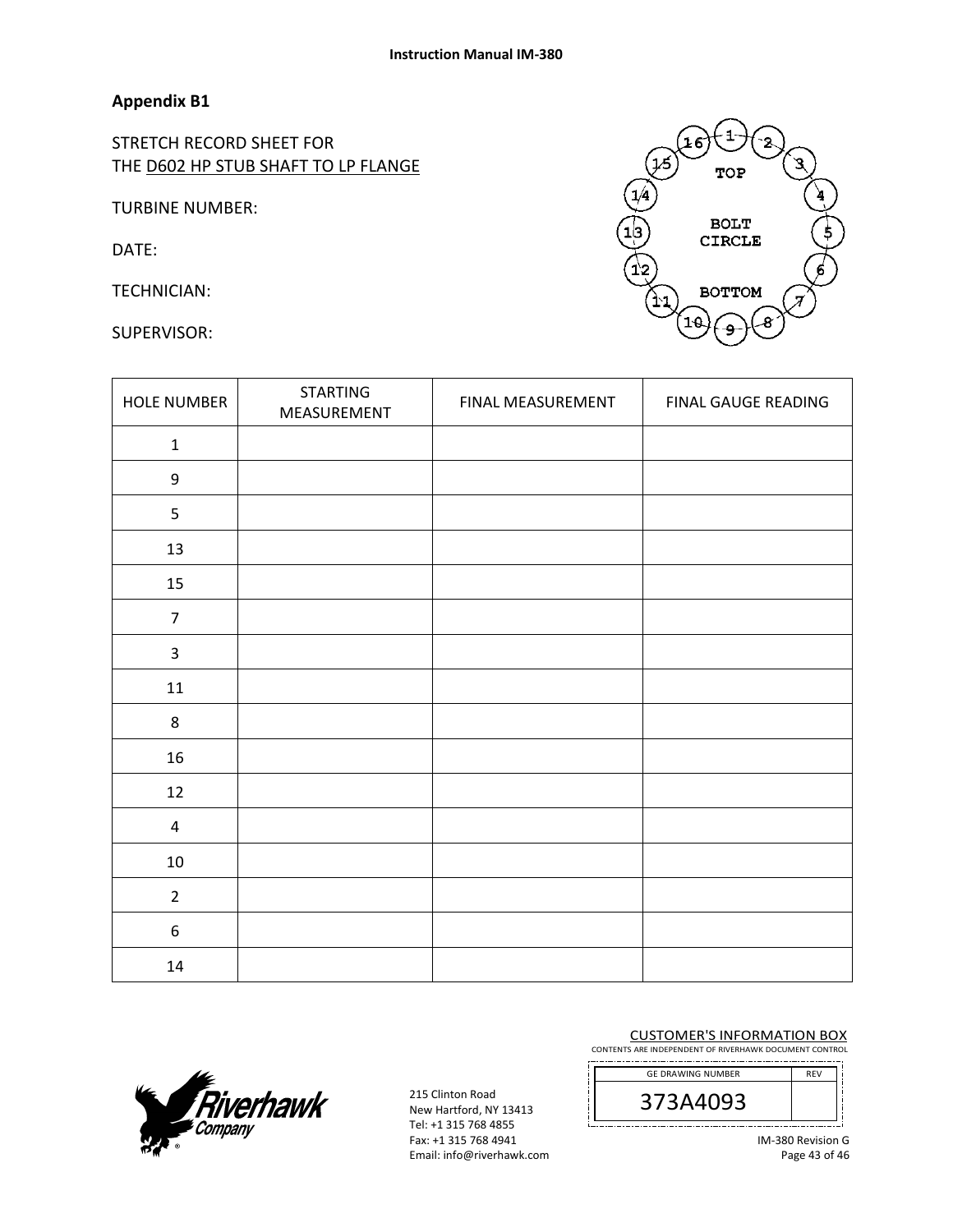## Appendix B1

STRETCH RECORD SHEET FOR
THE D602 HP STUB SHAFT TO LP FLANGE

TURBINE NUMBER:

DATE:

TECHNICIAN:

SUPERVISOR:

| HOLE NUMBER | STARTING MEASUREMENT | FINAL MEASUREMENT | FINAL GAUGE READING |
|---|---|---|---|
| 1 | | | |
| 9 | | | |
| 5 | | | |
| 13 | | | |
| 15 | | | |
| 7 | | | |
| 3 | | | |
| 11 | | | |
| 8 | | | |
| 16 | | | |
| 12 | | | |
| 4 | | | |
| 10 | | | |
| 2 | | | |
| 6 | | | |
| 14 | | | |

215 Clinton Road
New Hartford, NY 13413
Tel: +1 315 768 4855
Fax: +1 315 768 4941
Email: info@riverhawk.com

CUSTOMER'S INFORMATION BOX
CONTENTS ARE INDEPENDENT OF RIVERHAWK DOCUMENT CONTROL

| GE DRAWING NUMBER | REV |
|---|---|
| 373A4093 | |

IM-380 Revision G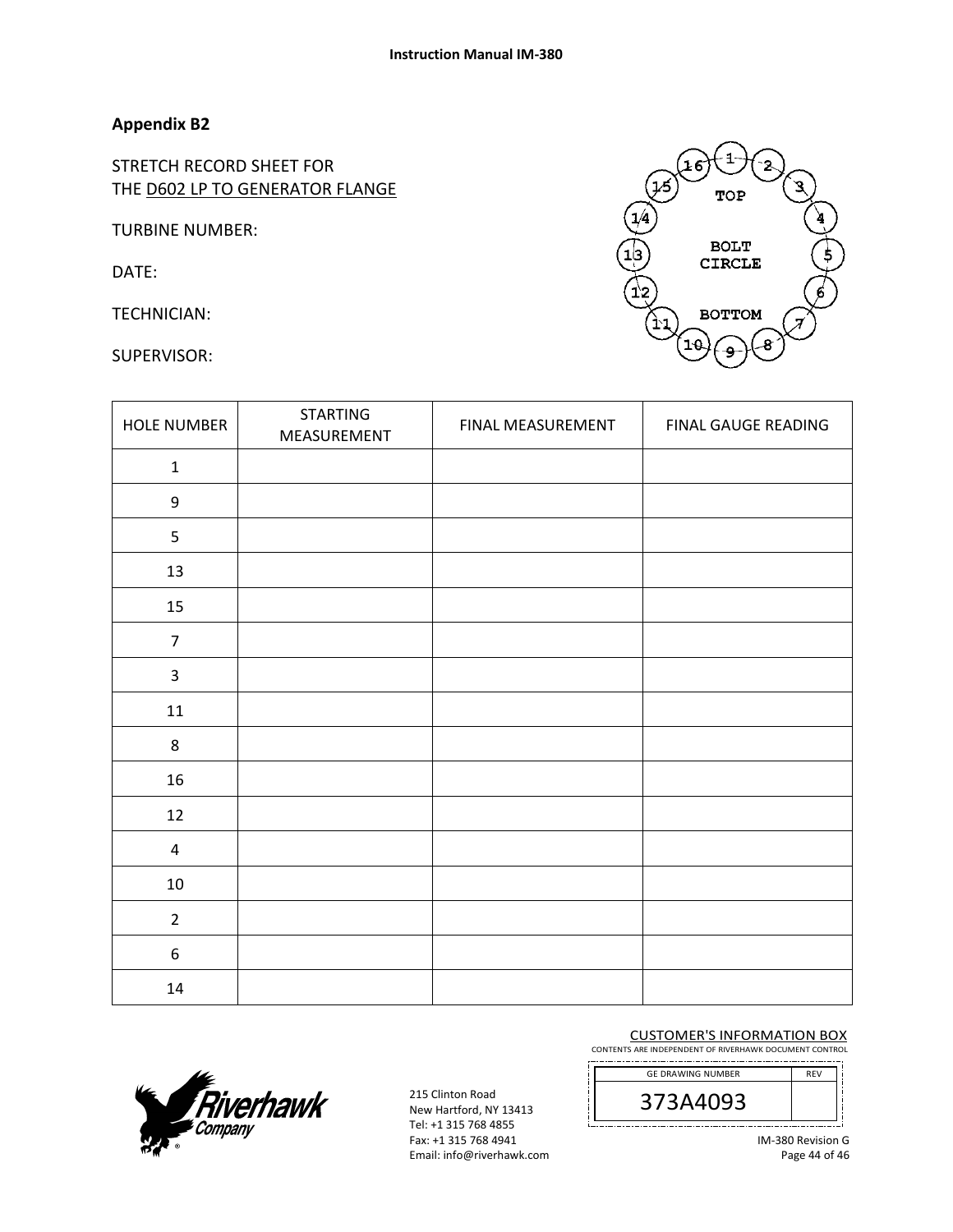## Appendix B2

STRETCH RECORD SHEET FOR
THE D602 LP TO GENERATOR FLANGE

TURBINE NUMBER:

DATE:

TECHNICIAN:

SUPERVISOR:

| HOLE NUMBER | STARTING MEASUREMENT | FINAL MEASUREMENT | FINAL GAUGE READING |
|---|---|---|---|
| 1 | | | |
| 9 | | | |
| 5 | | | |
| 13 | | | |
| 15 | | | |
| 7 | | | |
| 3 | | | |
| 11 | | | |
| 8 | | | |
| 16 | | | |
| 12 | | | |
| 4 | | | |
| 10 | | | |
| 2 | | | |
| 6 | | | |
| 14 | | | |

215 Clinton Road
New Hartford, NY 13413
Tel: +1 315 768 4855
Fax: +1 315 768 4941
Email: info@riverhawk.com

CUSTOMER'S INFORMATION BOX
CONTENTS ARE INDEPENDENT OF RIVERHAWK DOCUMENT CONTROL

| GE DRAWING NUMBER | REV |
|---|---|
| 373A4093 | |

IM-380 Revision G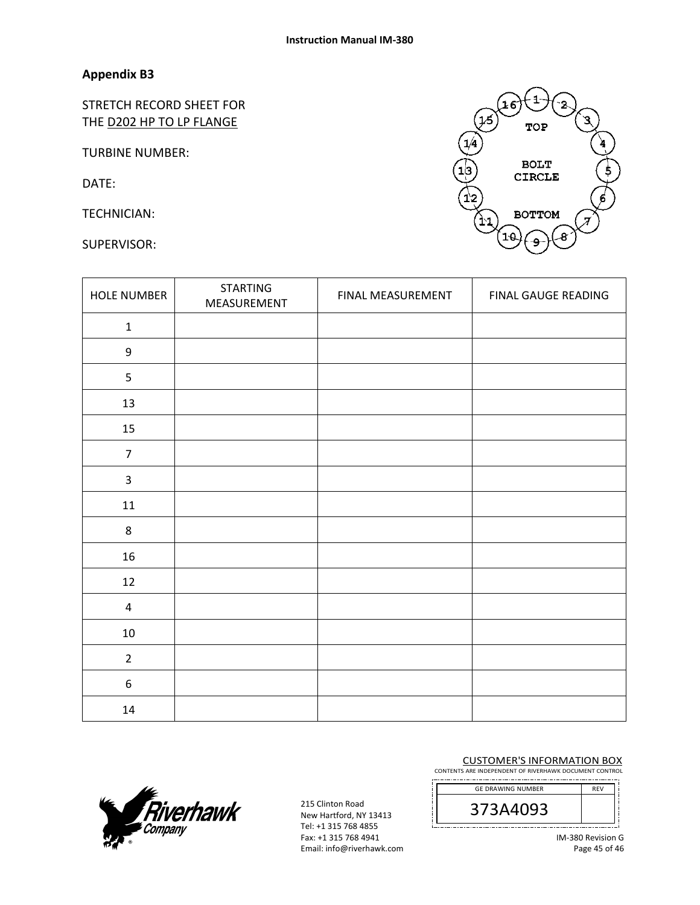## Appendix B3

STRETCH RECORD SHEET FOR THE D202 HP TO LP FLANGE

TURBINE NUMBER:

DATE:

TECHNICIAN:

SUPERVISOR:

TOP

BOLT CIRCLE

BOTTOM

| HOLE NUMBER | STARTING MEASUREMENT | FINAL MEASUREMENT | FINAL GAUGE READING |
|---|---|---|---|
| 1 | | | |
| 9 | | | |
| 5 | | | |
| 13 | | | |
| 15 | | | |
| 7 | | | |
| 3 | | | |
| 11 | | | |
| 8 | | | |
| 16 | | | |
| 12 | | | |
| 4 | | | |
| 10 | | | |
| 2 | | | |
| 6 | | | |
| 14 | | | |

215 Clinton Road
New Hartford, NY 13413
Tel: +1 315 768 4855
Fax: +1 315 768 4941
Email: info@riverhawk.com

CUSTOMER'S INFORMATION BOX
CONTENTS ARE INDEPENDENT OF RIVERHAWK DOCUMENT CONTROL

| GE DRAWING NUMBER | REV |
|---|---|
| 373A4093 | |

IM-380 Revision G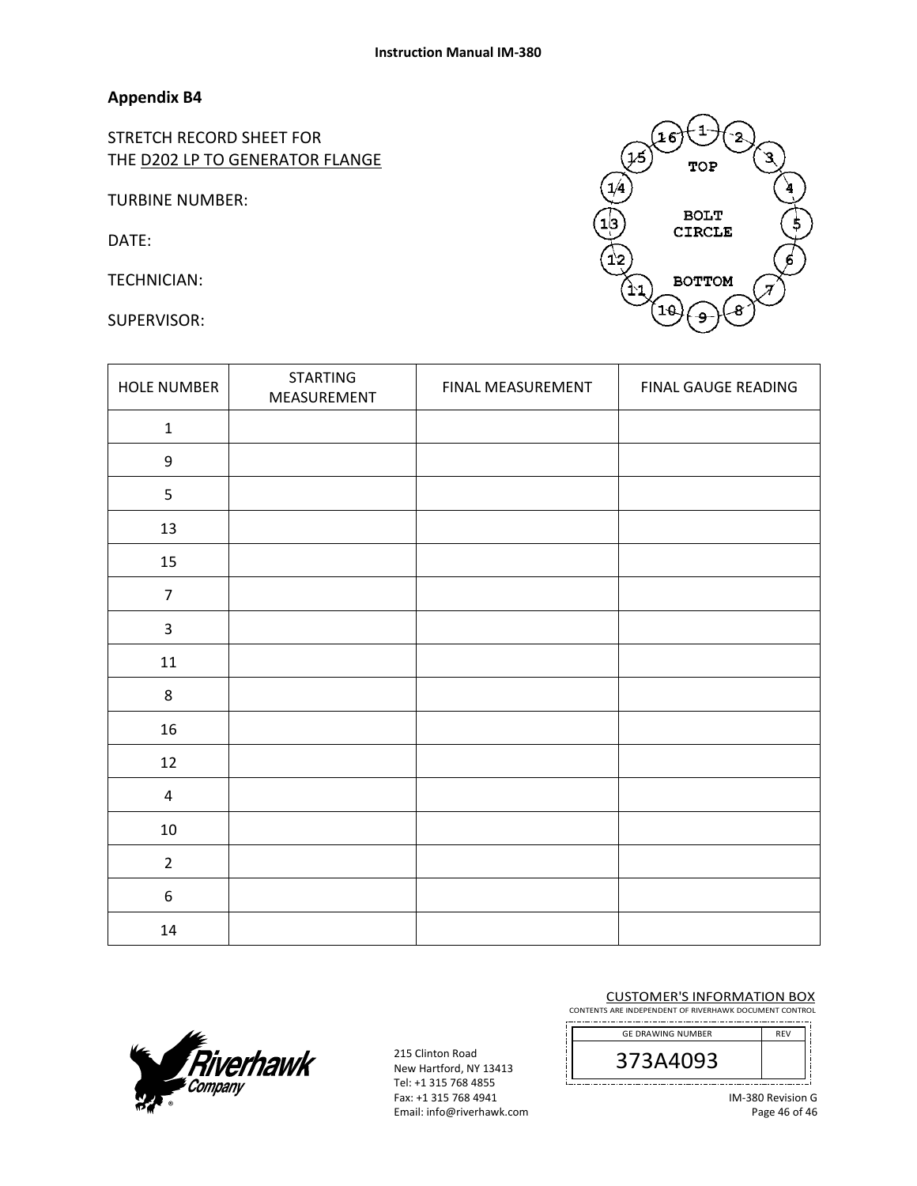## Appendix B4

STRETCH RECORD SHEET FOR
THE D202 LP TO GENERATOR FLANGE

TURBINE NUMBER:

DATE:

TECHNICIAN:

SUPERVISOR:

TOP

BOLT CIRCLE

BOTTOM

1 2 3 4 5 6 7 8 9 10 11 12 13 14 15 16

| HOLE NUMBER | STARTING MEASUREMENT | FINAL MEASUREMENT | FINAL GAUGE READING |
|---|---|---|---|
| 1 | | | |
| 9 | | | |
| 5 | | | |
| 13 | | | |
| 15 | | | |
| 7 | | | |
| 3 | | | |
| 11 | | | |
| 8 | | | |
| 16 | | | |
| 12 | | | |
| 4 | | | |
| 10 | | | |
| 2 | | | |
| 6 | | | |
| 14 | | | |

Riverhawk Company

215 Clinton Road
New Hartford, NY 13413
Tel: +1 315 768 4855
Fax: +1 315 768 4941
Email: info@riverhawk.com

CUSTOMER'S INFORMATION BOX
CONTENTS ARE INDEPENDENT OF RIVERHAWK DOCUMENT CONTROL

| GE DRAWING NUMBER | REV |
|---|---|
| 373A4093 | |

IM-380 Revision G